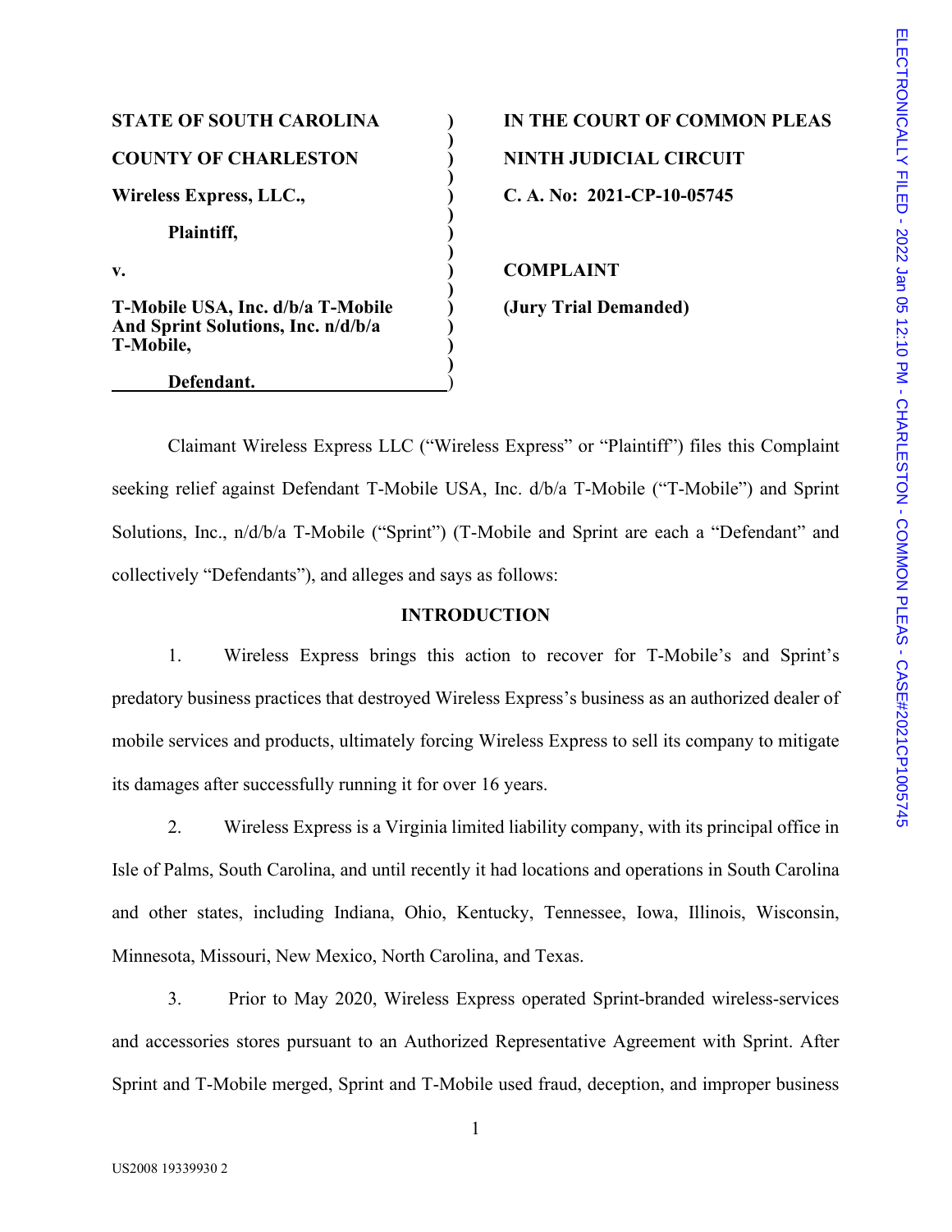| | | |
|---|---|---|
| **STATE OF SOUTH CAROLINA** | ) | **IN THE COURT OF COMMON PLEAS** |
| **COUNTY OF CHARLESTON** | ) | **NINTH JUDICIAL CIRCUIT** |
| **Wireless Express, LLC.,** | ) | **C. A. No: 2021-CP-10-05745** |
| **Plaintiff,** | ) | |
| **v.** | ) | **COMPLAINT** |
| **T-Mobile USA, Inc. d/b/a T-Mobile And Sprint Solutions, Inc. n/d/b/a T-Mobile,** | ) | **(Jury Trial Demanded)** |
| **Defendant.** | ) | |

ELECTRONICALLY FILED - 2022 Jan 05 12:10 PM - CHARLESTON - COMMON PLEAS - CASE#2021CP1005745

Claimant Wireless Express LLC ("Wireless Express" or "Plaintiff") files this Complaint seeking relief against Defendant T-Mobile USA, Inc. d/b/a T-Mobile ("T-Mobile") and Sprint Solutions, Inc., n/d/b/a T-Mobile ("Sprint") (T-Mobile and Sprint are each a "Defendant" and collectively "Defendants"), and alleges and says as follows:

## INTRODUCTION

1. Wireless Express brings this action to recover for T-Mobile's and Sprint's predatory business practices that destroyed Wireless Express's business as an authorized dealer of mobile services and products, ultimately forcing Wireless Express to sell its company to mitigate its damages after successfully running it for over 16 years.

2. Wireless Express is a Virginia limited liability company, with its principal office in Isle of Palms, South Carolina, and until recently it had locations and operations in South Carolina and other states, including Indiana, Ohio, Kentucky, Tennessee, Iowa, Illinois, Wisconsin, Minnesota, Missouri, New Mexico, North Carolina, and Texas.

3. Prior to May 2020, Wireless Express operated Sprint-branded wireless-services and accessories stores pursuant to an Authorized Representative Agreement with Sprint. After Sprint and T-Mobile merged, Sprint and T-Mobile used fraud, deception, and improper business

US2008 19339930 2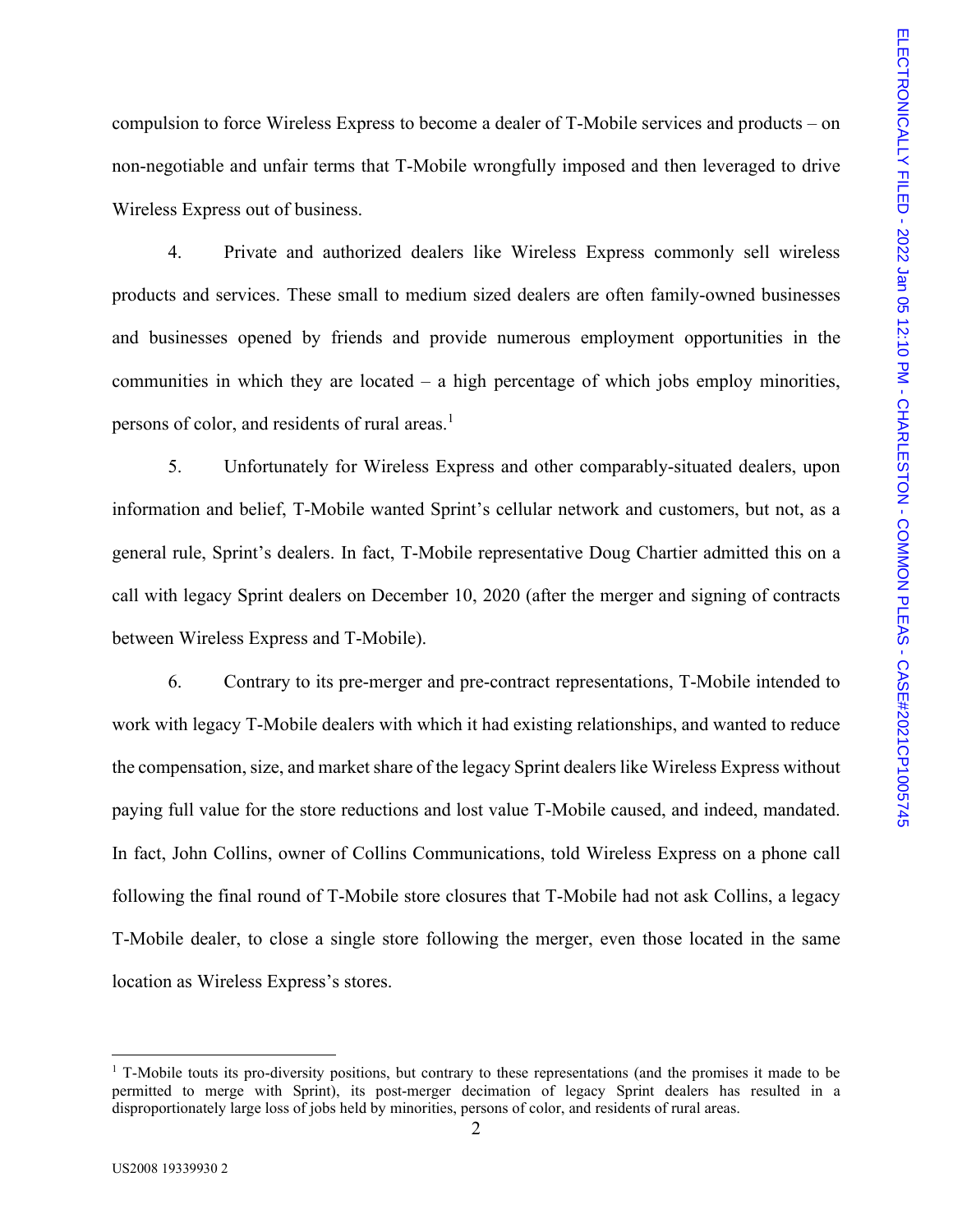compulsion to force Wireless Express to become a dealer of T-Mobile services and products – on non-negotiable and unfair terms that T-Mobile wrongfully imposed and then leveraged to drive Wireless Express out of business.

4. Private and authorized dealers like Wireless Express commonly sell wireless products and services. These small to medium sized dealers are often family-owned businesses and businesses opened by friends and provide numerous employment opportunities in the communities in which they are located – a high percentage of which jobs employ minorities, persons of color, and residents of rural areas.[1]

5. Unfortunately for Wireless Express and other comparably-situated dealers, upon information and belief, T-Mobile wanted Sprint's cellular network and customers, but not, as a general rule, Sprint's dealers. In fact, T-Mobile representative Doug Chartier admitted this on a call with legacy Sprint dealers on December 10, 2020 (after the merger and signing of contracts between Wireless Express and T-Mobile).

6. Contrary to its pre-merger and pre-contract representations, T-Mobile intended to work with legacy T-Mobile dealers with which it had existing relationships, and wanted to reduce the compensation, size, and market share of the legacy Sprint dealers like Wireless Express without paying full value for the store reductions and lost value T-Mobile caused, and indeed, mandated. In fact, John Collins, owner of Collins Communications, told Wireless Express on a phone call following the final round of T-Mobile store closures that T-Mobile had not ask Collins, a legacy T-Mobile dealer, to close a single store following the merger, even those located in the same location as Wireless Express's stores.

[1] T-Mobile touts its pro-diversity positions, but contrary to these representations (and the promises it made to be permitted to merge with Sprint), its post-merger decimation of legacy Sprint dealers has resulted in a disproportionately large loss of jobs held by minorities, persons of color, and residents of rural areas.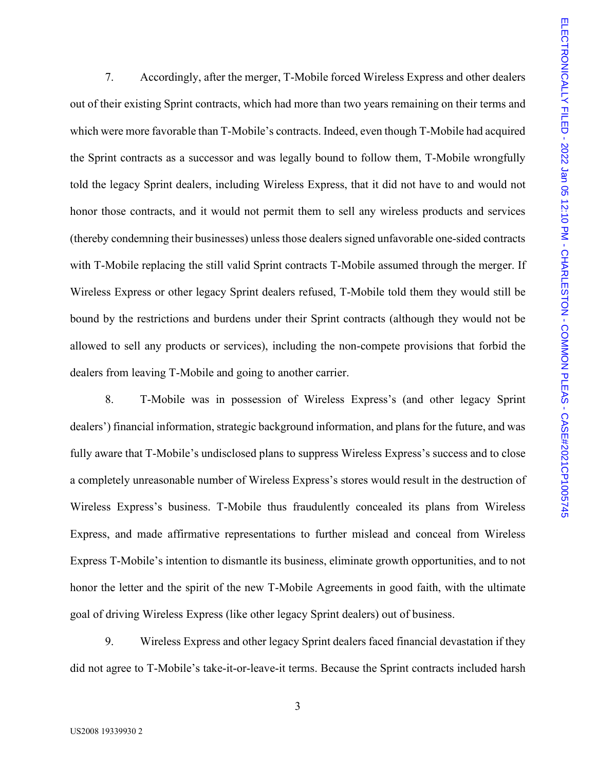7. Accordingly, after the merger, T-Mobile forced Wireless Express and other dealers out of their existing Sprint contracts, which had more than two years remaining on their terms and which were more favorable than T-Mobile's contracts. Indeed, even though T-Mobile had acquired the Sprint contracts as a successor and was legally bound to follow them, T-Mobile wrongfully told the legacy Sprint dealers, including Wireless Express, that it did not have to and would not honor those contracts, and it would not permit them to sell any wireless products and services (thereby condemning their businesses) unless those dealers signed unfavorable one-sided contracts with T-Mobile replacing the still valid Sprint contracts T-Mobile assumed through the merger. If Wireless Express or other legacy Sprint dealers refused, T-Mobile told them they would still be bound by the restrictions and burdens under their Sprint contracts (although they would not be allowed to sell any products or services), including the non-compete provisions that forbid the dealers from leaving T-Mobile and going to another carrier.

8. T-Mobile was in possession of Wireless Express's (and other legacy Sprint dealers') financial information, strategic background information, and plans for the future, and was fully aware that T-Mobile's undisclosed plans to suppress Wireless Express's success and to close a completely unreasonable number of Wireless Express's stores would result in the destruction of Wireless Express's business. T-Mobile thus fraudulently concealed its plans from Wireless Express, and made affirmative representations to further mislead and conceal from Wireless Express T-Mobile's intention to dismantle its business, eliminate growth opportunities, and to not honor the letter and the spirit of the new T-Mobile Agreements in good faith, with the ultimate goal of driving Wireless Express (like other legacy Sprint dealers) out of business.

9. Wireless Express and other legacy Sprint dealers faced financial devastation if they did not agree to T-Mobile's take-it-or-leave-it terms. Because the Sprint contracts included harsh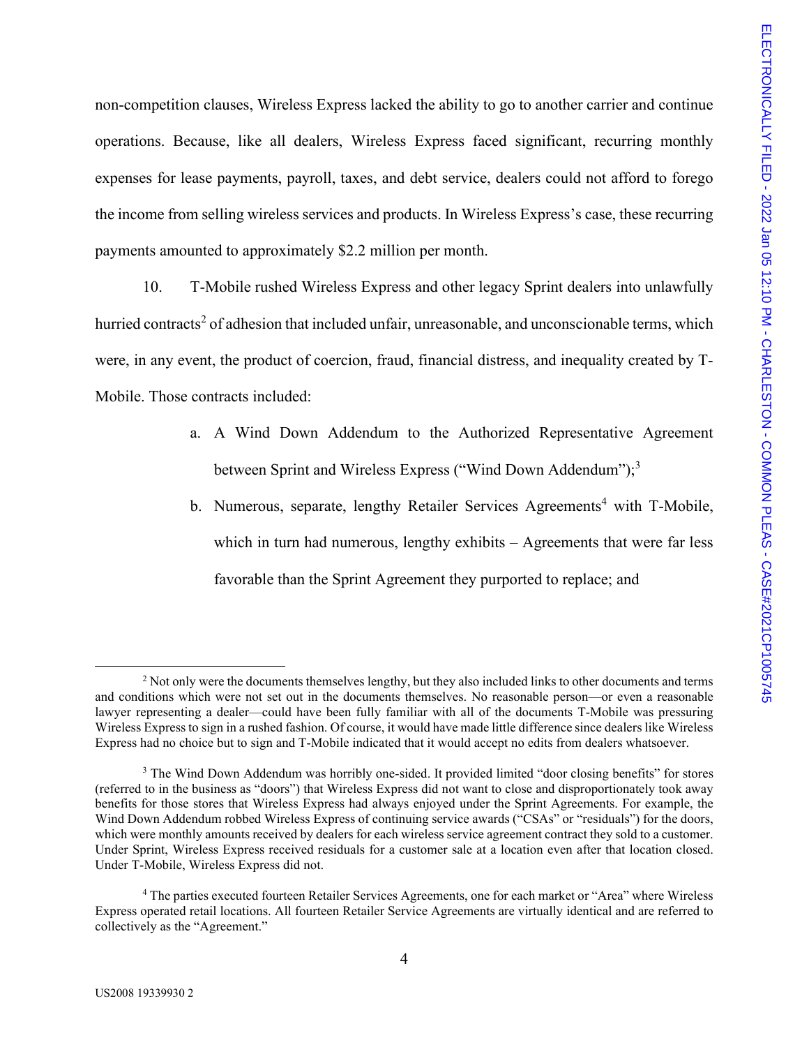non-competition clauses, Wireless Express lacked the ability to go to another carrier and continue operations. Because, like all dealers, Wireless Express faced significant, recurring monthly expenses for lease payments, payroll, taxes, and debt service, dealers could not afford to forego the income from selling wireless services and products. In Wireless Express's case, these recurring payments amounted to approximately $2.2 million per month.

10. T-Mobile rushed Wireless Express and other legacy Sprint dealers into unlawfully hurried contracts[2] of adhesion that included unfair, unreasonable, and unconscionable terms, which were, in any event, the product of coercion, fraud, financial distress, and inequality created by T-Mobile. Those contracts included:

a. A Wind Down Addendum to the Authorized Representative Agreement between Sprint and Wireless Express ("Wind Down Addendum");[3]

b. Numerous, separate, lengthy Retailer Services Agreements[4] with T-Mobile, which in turn had numerous, lengthy exhibits – Agreements that were far less favorable than the Sprint Agreement they purported to replace; and

---

[2] Not only were the documents themselves lengthy, but they also included links to other documents and terms and conditions which were not set out in the documents themselves. No reasonable person—or even a reasonable lawyer representing a dealer—could have been fully familiar with all of the documents T-Mobile was pressuring Wireless Express to sign in a rushed fashion. Of course, it would have made little difference since dealers like Wireless Express had no choice but to sign and T-Mobile indicated that it would accept no edits from dealers whatsoever.

[3] The Wind Down Addendum was horribly one-sided. It provided limited "door closing benefits" for stores (referred to in the business as "doors") that Wireless Express did not want to close and disproportionately took away benefits for those stores that Wireless Express had always enjoyed under the Sprint Agreements. For example, the Wind Down Addendum robbed Wireless Express of continuing service awards ("CSAs" or "residuals") for the doors, which were monthly amounts received by dealers for each wireless service agreement contract they sold to a customer. Under Sprint, Wireless Express received residuals for a customer sale at a location even after that location closed. Under T-Mobile, Wireless Express did not.

[4] The parties executed fourteen Retailer Services Agreements, one for each market or "Area" where Wireless Express operated retail locations. All fourteen Retailer Service Agreements are virtually identical and are referred to collectively as the "Agreement."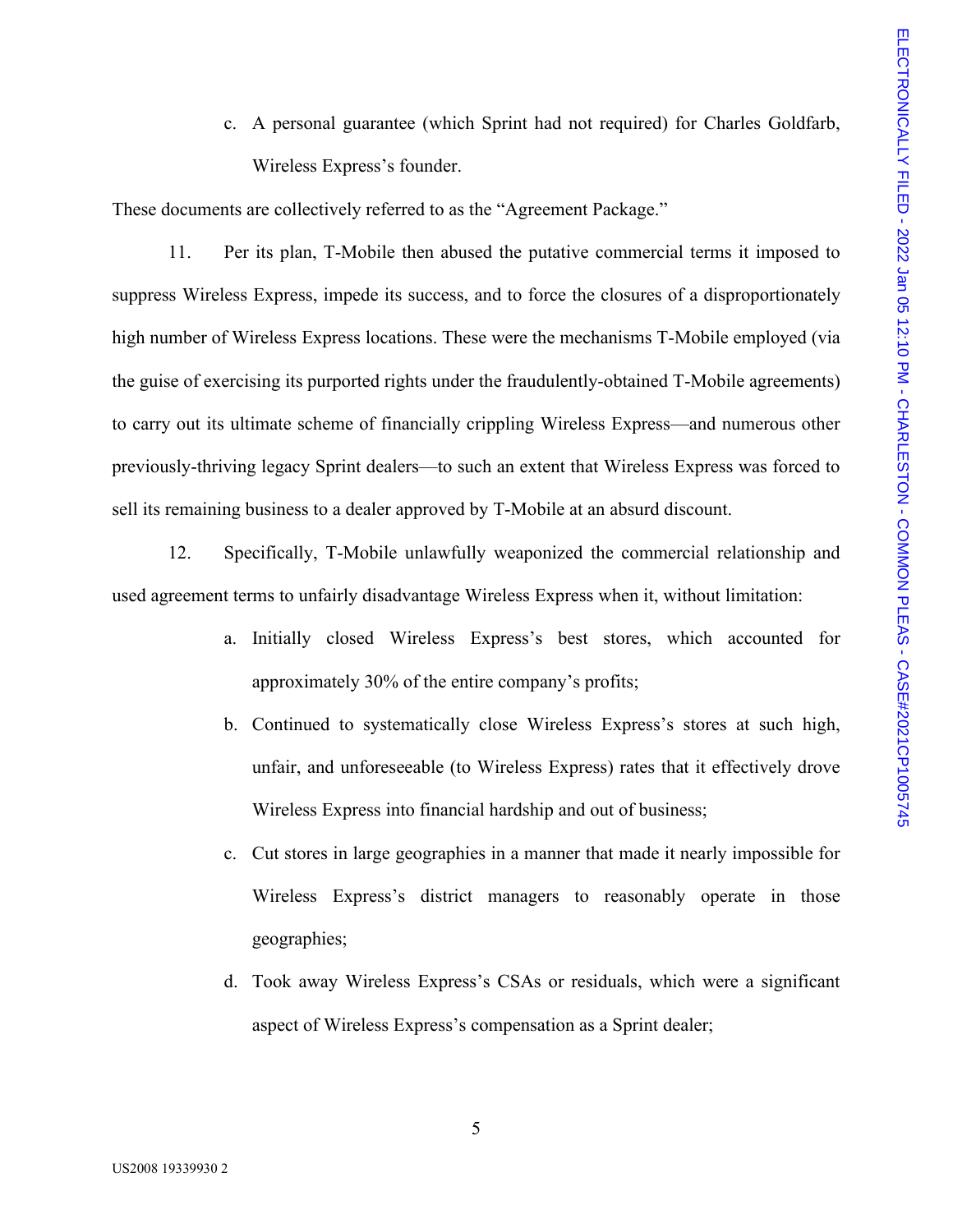c. A personal guarantee (which Sprint had not required) for Charles Goldfarb, Wireless Express's founder.

These documents are collectively referred to as the "Agreement Package."

11. Per its plan, T-Mobile then abused the putative commercial terms it imposed to suppress Wireless Express, impede its success, and to force the closures of a disproportionately high number of Wireless Express locations. These were the mechanisms T-Mobile employed (via the guise of exercising its purported rights under the fraudulently-obtained T-Mobile agreements) to carry out its ultimate scheme of financially crippling Wireless Express—and numerous other previously-thriving legacy Sprint dealers—to such an extent that Wireless Express was forced to sell its remaining business to a dealer approved by T-Mobile at an absurd discount.

12. Specifically, T-Mobile unlawfully weaponized the commercial relationship and used agreement terms to unfairly disadvantage Wireless Express when it, without limitation:

a. Initially closed Wireless Express's best stores, which accounted for approximately 30% of the entire company's profits;

b. Continued to systematically close Wireless Express's stores at such high, unfair, and unforeseeable (to Wireless Express) rates that it effectively drove Wireless Express into financial hardship and out of business;

c. Cut stores in large geographies in a manner that made it nearly impossible for Wireless Express's district managers to reasonably operate in those geographies;

d. Took away Wireless Express's CSAs or residuals, which were a significant aspect of Wireless Express's compensation as a Sprint dealer;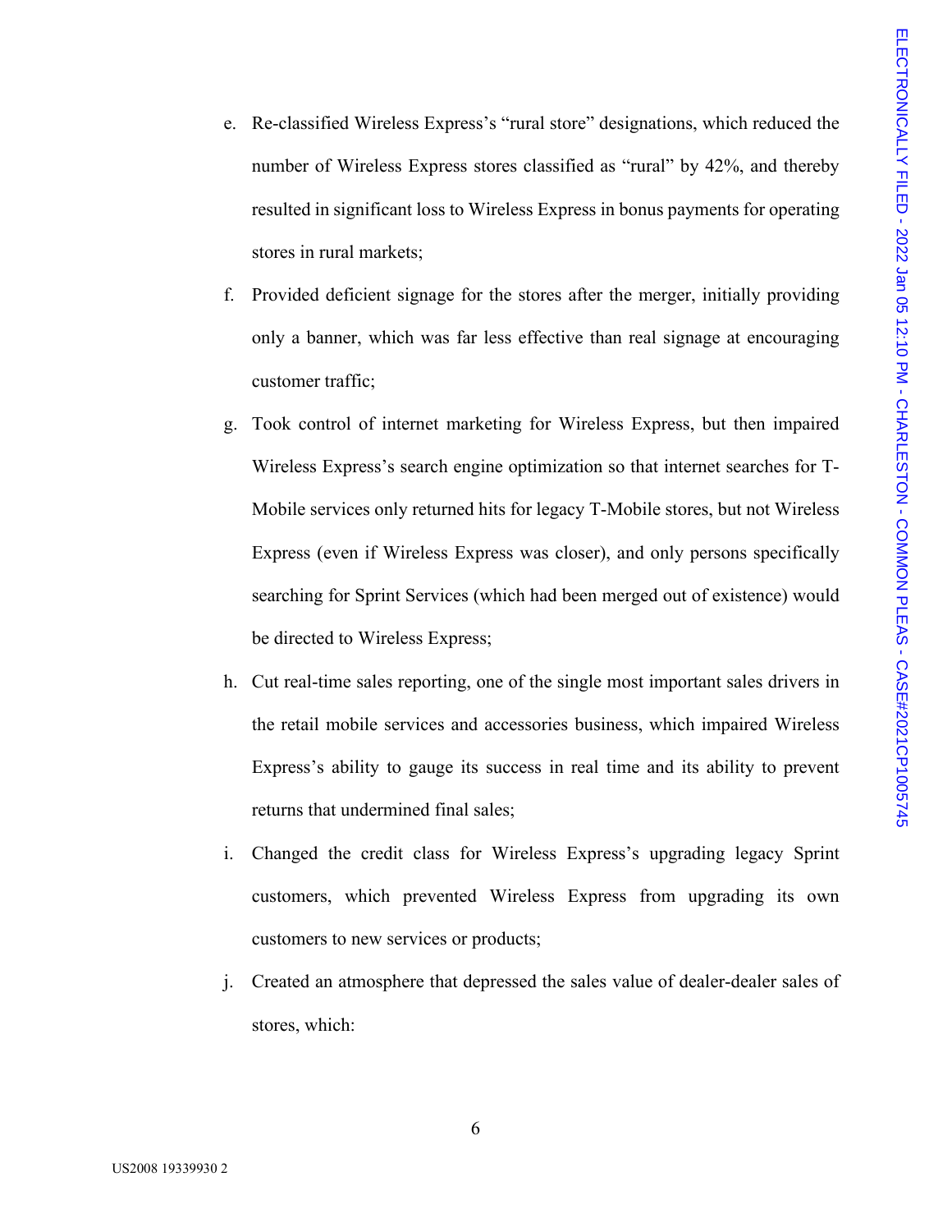e. Re-classified Wireless Express's "rural store" designations, which reduced the number of Wireless Express stores classified as "rural" by 42%, and thereby resulted in significant loss to Wireless Express in bonus payments for operating stores in rural markets;

f. Provided deficient signage for the stores after the merger, initially providing only a banner, which was far less effective than real signage at encouraging customer traffic;

g. Took control of internet marketing for Wireless Express, but then impaired Wireless Express's search engine optimization so that internet searches for T-Mobile services only returned hits for legacy T-Mobile stores, but not Wireless Express (even if Wireless Express was closer), and only persons specifically searching for Sprint Services (which had been merged out of existence) would be directed to Wireless Express;

h. Cut real-time sales reporting, one of the single most important sales drivers in the retail mobile services and accessories business, which impaired Wireless Express's ability to gauge its success in real time and its ability to prevent returns that undermined final sales;

i. Changed the credit class for Wireless Express's upgrading legacy Sprint customers, which prevented Wireless Express from upgrading its own customers to new services or products;

j. Created an atmosphere that depressed the sales value of dealer-dealer sales of stores, which: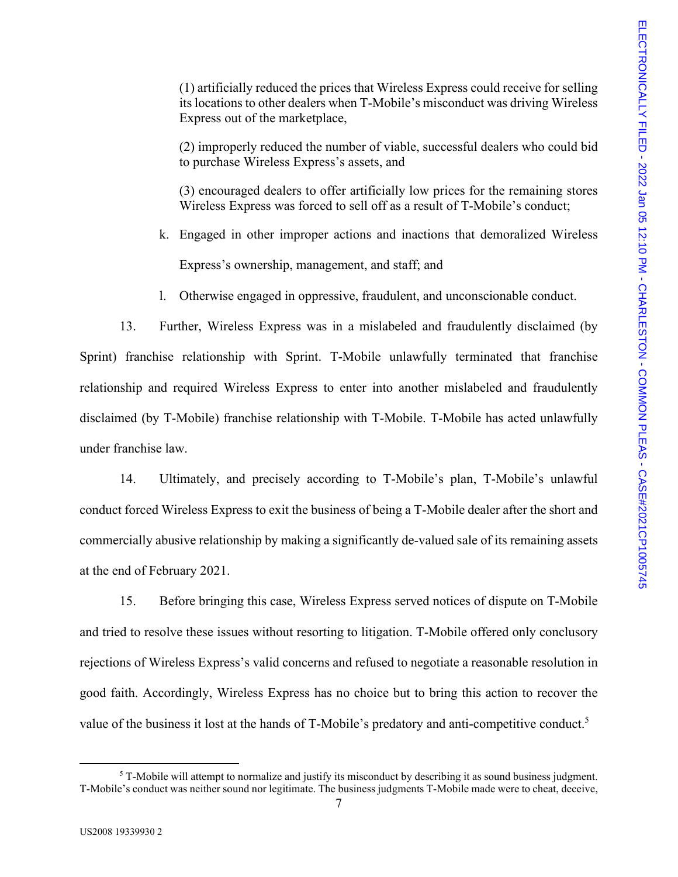(1) artificially reduced the prices that Wireless Express could receive for selling its locations to other dealers when T-Mobile's misconduct was driving Wireless Express out of the marketplace,

(2) improperly reduced the number of viable, successful dealers who could bid to purchase Wireless Express's assets, and

(3) encouraged dealers to offer artificially low prices for the remaining stores Wireless Express was forced to sell off as a result of T-Mobile's conduct;

k. Engaged in other improper actions and inactions that demoralized Wireless Express's ownership, management, and staff; and

l. Otherwise engaged in oppressive, fraudulent, and unconscionable conduct.

13. Further, Wireless Express was in a mislabeled and fraudulently disclaimed (by Sprint) franchise relationship with Sprint. T-Mobile unlawfully terminated that franchise relationship and required Wireless Express to enter into another mislabeled and fraudulently disclaimed (by T-Mobile) franchise relationship with T-Mobile. T-Mobile has acted unlawfully under franchise law.

14. Ultimately, and precisely according to T-Mobile's plan, T-Mobile's unlawful conduct forced Wireless Express to exit the business of being a T-Mobile dealer after the short and commercially abusive relationship by making a significantly de-valued sale of its remaining assets at the end of February 2021.

15. Before bringing this case, Wireless Express served notices of dispute on T-Mobile and tried to resolve these issues without resorting to litigation. T-Mobile offered only conclusory rejections of Wireless Express's valid concerns and refused to negotiate a reasonable resolution in good faith. Accordingly, Wireless Express has no choice but to bring this action to recover the value of the business it lost at the hands of T-Mobile's predatory and anti-competitive conduct.[5]

[5] T-Mobile will attempt to normalize and justify its misconduct by describing it as sound business judgment. T-Mobile's conduct was neither sound nor legitimate. The business judgments T-Mobile made were to cheat, deceive,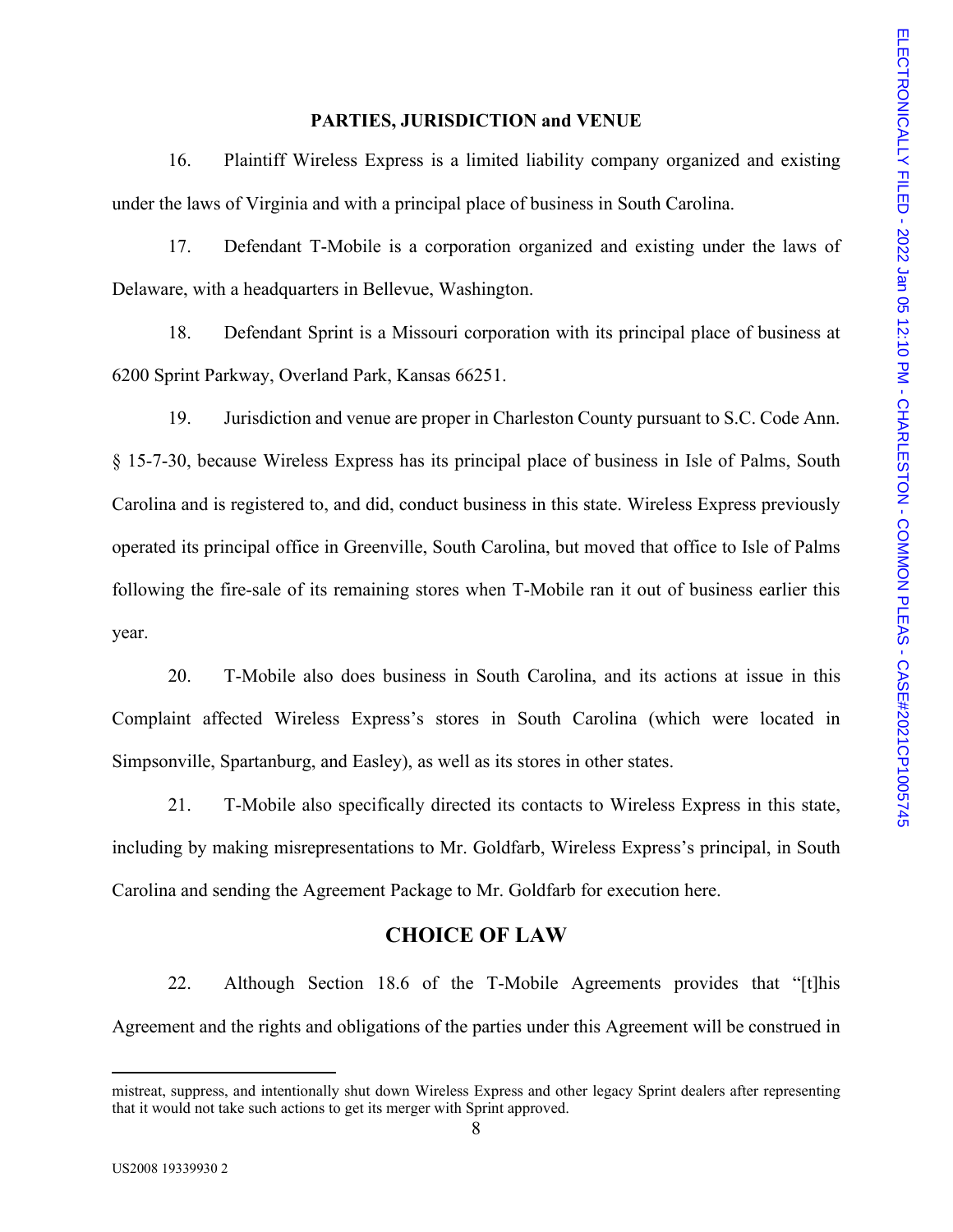## PARTIES, JURISDICTION and VENUE

16. Plaintiff Wireless Express is a limited liability company organized and existing under the laws of Virginia and with a principal place of business in South Carolina.

17. Defendant T-Mobile is a corporation organized and existing under the laws of Delaware, with a headquarters in Bellevue, Washington.

18. Defendant Sprint is a Missouri corporation with its principal place of business at 6200 Sprint Parkway, Overland Park, Kansas 66251.

19. Jurisdiction and venue are proper in Charleston County pursuant to S.C. Code Ann. § 15-7-30, because Wireless Express has its principal place of business in Isle of Palms, South Carolina and is registered to, and did, conduct business in this state. Wireless Express previously operated its principal office in Greenville, South Carolina, but moved that office to Isle of Palms following the fire-sale of its remaining stores when T-Mobile ran it out of business earlier this year.

20. T-Mobile also does business in South Carolina, and its actions at issue in this Complaint affected Wireless Express's stores in South Carolina (which were located in Simpsonville, Spartanburg, and Easley), as well as its stores in other states.

21. T-Mobile also specifically directed its contacts to Wireless Express in this state, including by making misrepresentations to Mr. Goldfarb, Wireless Express's principal, in South Carolina and sending the Agreement Package to Mr. Goldfarb for execution here.

## CHOICE OF LAW

22. Although Section 18.6 of the T-Mobile Agreements provides that "[t]his Agreement and the rights and obligations of the parties under this Agreement will be construed in

---

mistreat, suppress, and intentionally shut down Wireless Express and other legacy Sprint dealers after representing that it would not take such actions to get its merger with Sprint approved.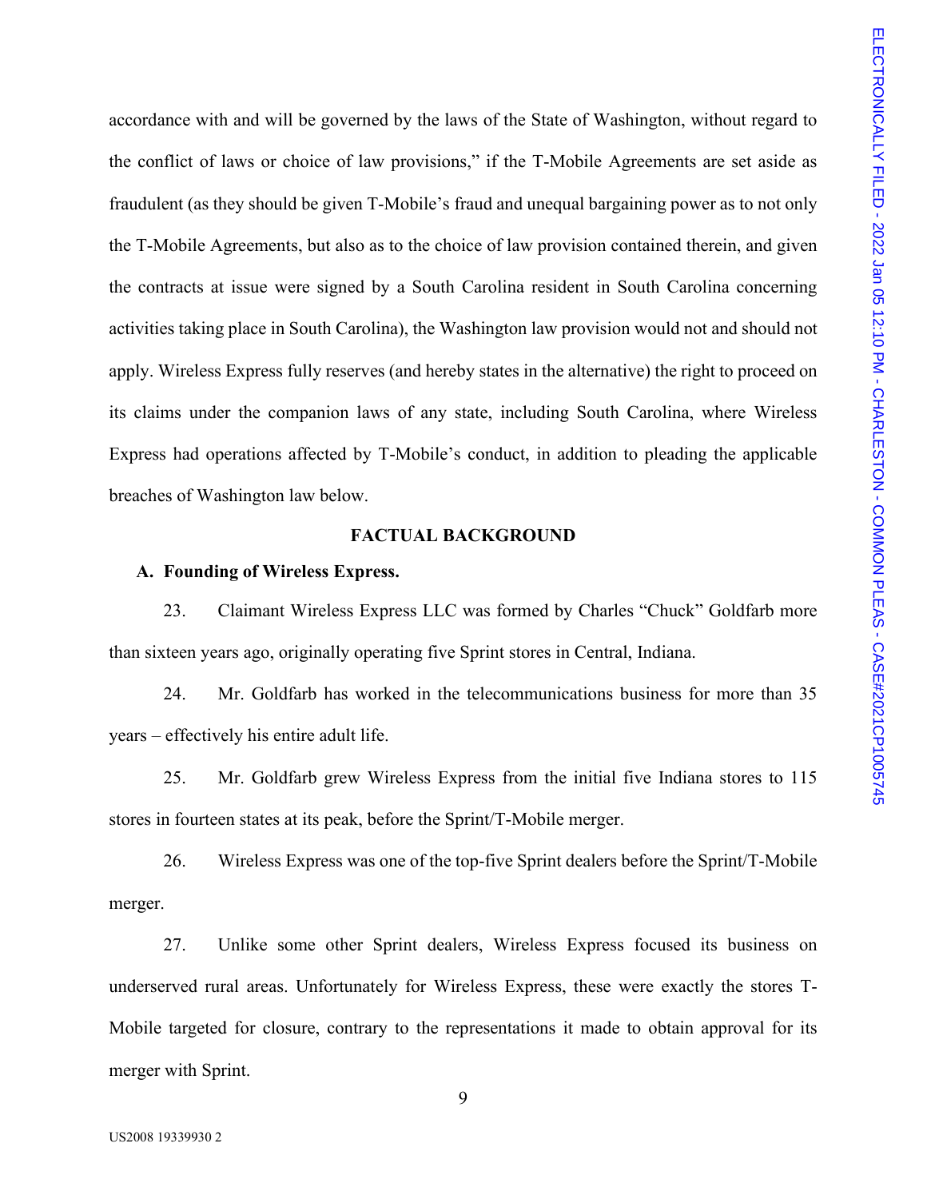accordance with and will be governed by the laws of the State of Washington, without regard to the conflict of laws or choice of law provisions," if the T-Mobile Agreements are set aside as fraudulent (as they should be given T-Mobile's fraud and unequal bargaining power as to not only the T-Mobile Agreements, but also as to the choice of law provision contained therein, and given the contracts at issue were signed by a South Carolina resident in South Carolina concerning activities taking place in South Carolina), the Washington law provision would not and should not apply. Wireless Express fully reserves (and hereby states in the alternative) the right to proceed on its claims under the companion laws of any state, including South Carolina, where Wireless Express had operations affected by T-Mobile's conduct, in addition to pleading the applicable breaches of Washington law below.

## FACTUAL BACKGROUND

### A. Founding of Wireless Express.

23. Claimant Wireless Express LLC was formed by Charles "Chuck" Goldfarb more than sixteen years ago, originally operating five Sprint stores in Central, Indiana.

24. Mr. Goldfarb has worked in the telecommunications business for more than 35 years – effectively his entire adult life.

25. Mr. Goldfarb grew Wireless Express from the initial five Indiana stores to 115 stores in fourteen states at its peak, before the Sprint/T-Mobile merger.

26. Wireless Express was one of the top-five Sprint dealers before the Sprint/T-Mobile merger.

27. Unlike some other Sprint dealers, Wireless Express focused its business on underserved rural areas. Unfortunately for Wireless Express, these were exactly the stores T-Mobile targeted for closure, contrary to the representations it made to obtain approval for its merger with Sprint.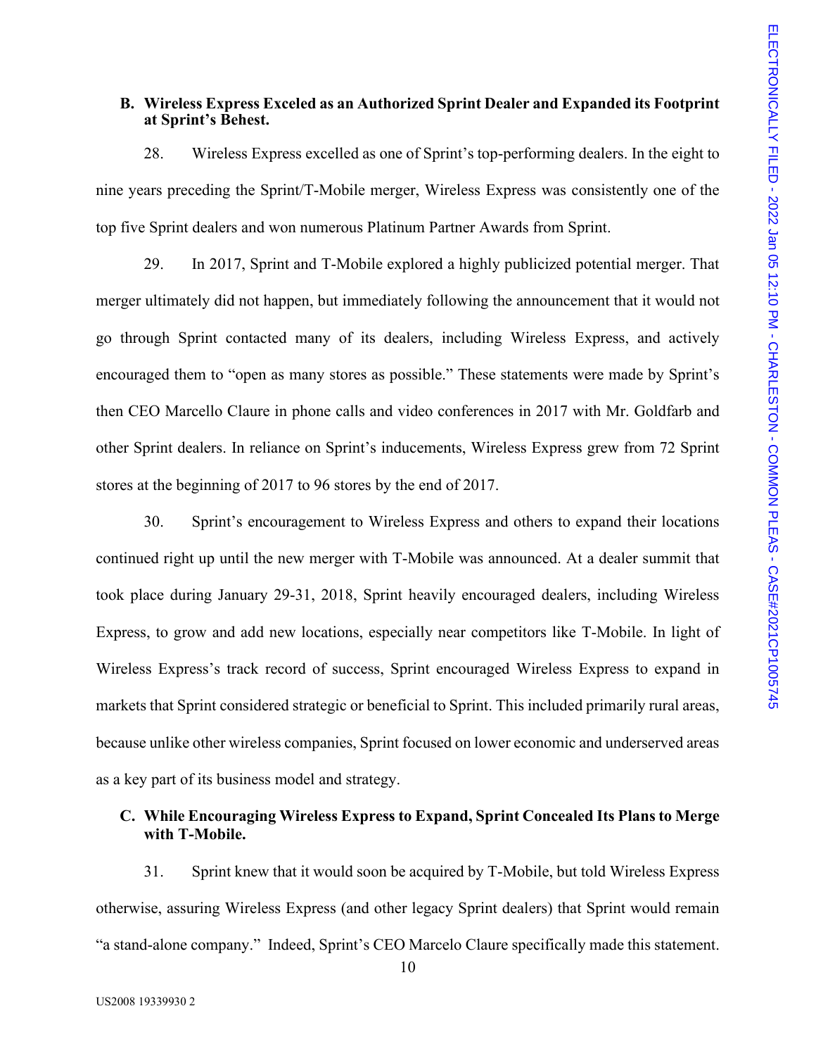### B. Wireless Express Exceled as an Authorized Sprint Dealer and Expanded its Footprint at Sprint's Behest.

28. Wireless Express excelled as one of Sprint's top-performing dealers. In the eight to nine years preceding the Sprint/T-Mobile merger, Wireless Express was consistently one of the top five Sprint dealers and won numerous Platinum Partner Awards from Sprint.

29. In 2017, Sprint and T-Mobile explored a highly publicized potential merger. That merger ultimately did not happen, but immediately following the announcement that it would not go through Sprint contacted many of its dealers, including Wireless Express, and actively encouraged them to "open as many stores as possible." These statements were made by Sprint's then CEO Marcello Claure in phone calls and video conferences in 2017 with Mr. Goldfarb and other Sprint dealers. In reliance on Sprint's inducements, Wireless Express grew from 72 Sprint stores at the beginning of 2017 to 96 stores by the end of 2017.

30. Sprint's encouragement to Wireless Express and others to expand their locations continued right up until the new merger with T-Mobile was announced. At a dealer summit that took place during January 29-31, 2018, Sprint heavily encouraged dealers, including Wireless Express, to grow and add new locations, especially near competitors like T-Mobile. In light of Wireless Express's track record of success, Sprint encouraged Wireless Express to expand in markets that Sprint considered strategic or beneficial to Sprint. This included primarily rural areas, because unlike other wireless companies, Sprint focused on lower economic and underserved areas as a key part of its business model and strategy.

### C. While Encouraging Wireless Express to Expand, Sprint Concealed Its Plans to Merge with T-Mobile.

31. Sprint knew that it would soon be acquired by T-Mobile, but told Wireless Express otherwise, assuring Wireless Express (and other legacy Sprint dealers) that Sprint would remain "a stand-alone company." Indeed, Sprint's CEO Marcelo Claure specifically made this statement.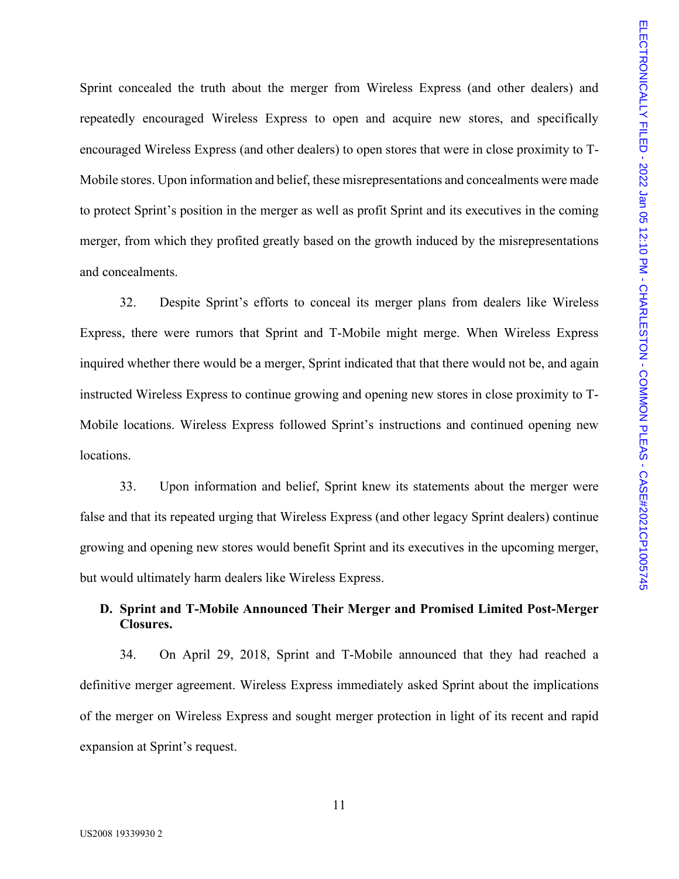Sprint concealed the truth about the merger from Wireless Express (and other dealers) and repeatedly encouraged Wireless Express to open and acquire new stores, and specifically encouraged Wireless Express (and other dealers) to open stores that were in close proximity to T-Mobile stores. Upon information and belief, these misrepresentations and concealments were made to protect Sprint's position in the merger as well as profit Sprint and its executives in the coming merger, from which they profited greatly based on the growth induced by the misrepresentations and concealments.

32. Despite Sprint's efforts to conceal its merger plans from dealers like Wireless Express, there were rumors that Sprint and T-Mobile might merge. When Wireless Express inquired whether there would be a merger, Sprint indicated that that there would not be, and again instructed Wireless Express to continue growing and opening new stores in close proximity to T-Mobile locations. Wireless Express followed Sprint's instructions and continued opening new locations.

33. Upon information and belief, Sprint knew its statements about the merger were false and that its repeated urging that Wireless Express (and other legacy Sprint dealers) continue growing and opening new stores would benefit Sprint and its executives in the upcoming merger, but would ultimately harm dealers like Wireless Express.

### D. Sprint and T-Mobile Announced Their Merger and Promised Limited Post-Merger Closures.

34. On April 29, 2018, Sprint and T-Mobile announced that they had reached a definitive merger agreement. Wireless Express immediately asked Sprint about the implications of the merger on Wireless Express and sought merger protection in light of its recent and rapid expansion at Sprint's request.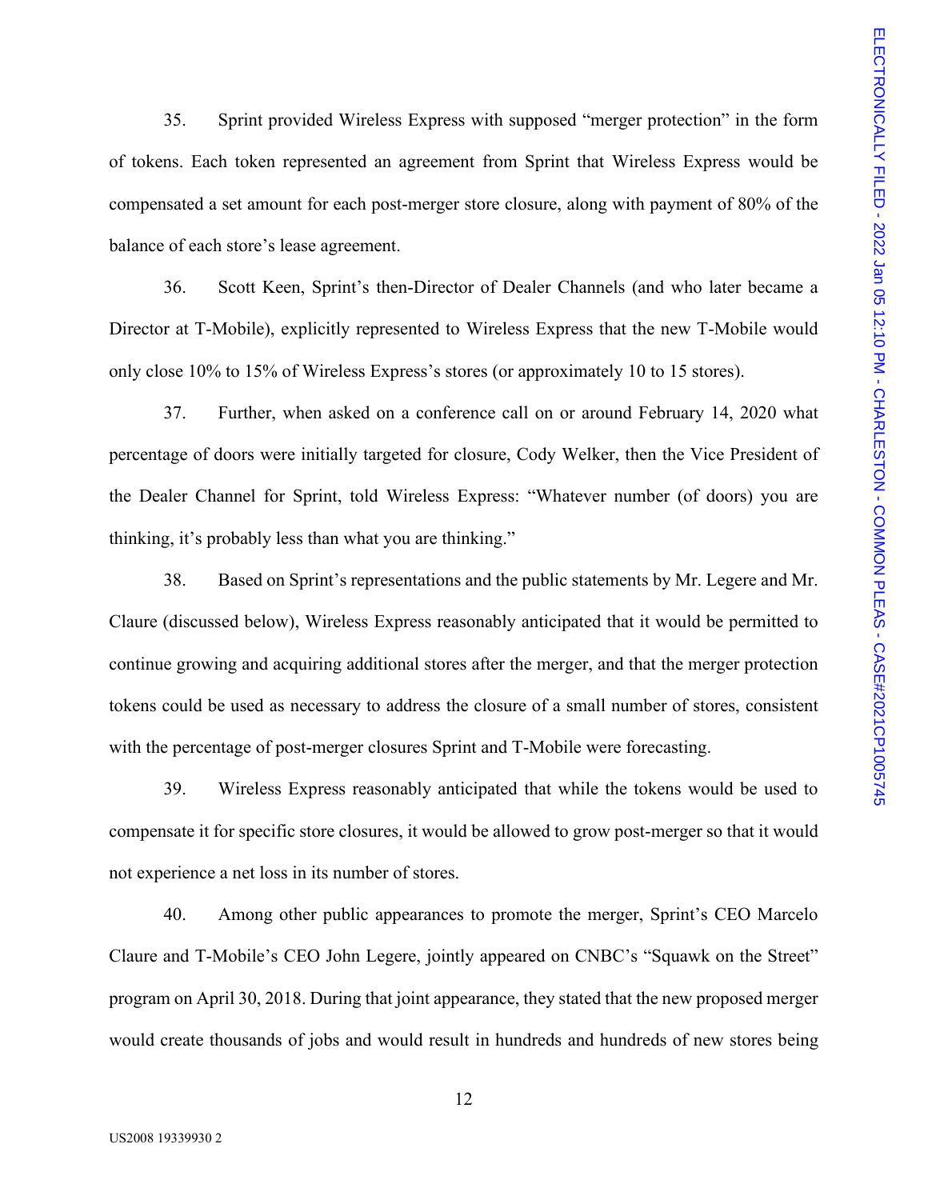35. Sprint provided Wireless Express with supposed "merger protection" in the form of tokens. Each token represented an agreement from Sprint that Wireless Express would be compensated a set amount for each post-merger store closure, along with payment of 80% of the balance of each store's lease agreement.

36. Scott Keen, Sprint's then-Director of Dealer Channels (and who later became a Director at T-Mobile), explicitly represented to Wireless Express that the new T-Mobile would only close 10% to 15% of Wireless Express's stores (or approximately 10 to 15 stores).

37. Further, when asked on a conference call on or around February 14, 2020 what percentage of doors were initially targeted for closure, Cody Welker, then the Vice President of the Dealer Channel for Sprint, told Wireless Express: "Whatever number (of doors) you are thinking, it's probably less than what you are thinking."

38. Based on Sprint's representations and the public statements by Mr. Legere and Mr. Claure (discussed below), Wireless Express reasonably anticipated that it would be permitted to continue growing and acquiring additional stores after the merger, and that the merger protection tokens could be used as necessary to address the closure of a small number of stores, consistent with the percentage of post-merger closures Sprint and T-Mobile were forecasting.

39. Wireless Express reasonably anticipated that while the tokens would be used to compensate it for specific store closures, it would be allowed to grow post-merger so that it would not experience a net loss in its number of stores.

40. Among other public appearances to promote the merger, Sprint's CEO Marcelo Claure and T-Mobile's CEO John Legere, jointly appeared on CNBC's "Squawk on the Street" program on April 30, 2018. During that joint appearance, they stated that the new proposed merger would create thousands of jobs and would result in hundreds and hundreds of new stores being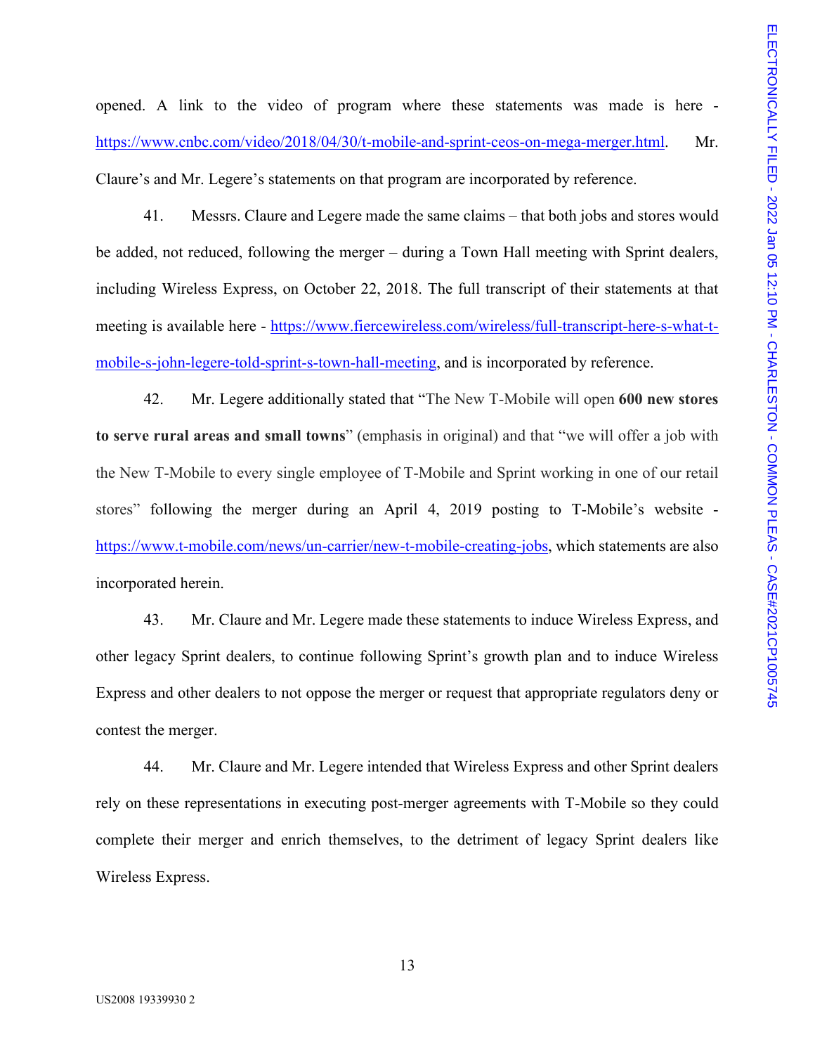opened. A link to the video of program where these statements was made is here - https://www.cnbc.com/video/2018/04/30/t-mobile-and-sprint-ceos-on-mega-merger.html. Mr. Claure's and Mr. Legere's statements on that program are incorporated by reference.

41. Messrs. Claure and Legere made the same claims – that both jobs and stores would be added, not reduced, following the merger – during a Town Hall meeting with Sprint dealers, including Wireless Express, on October 22, 2018. The full transcript of their statements at that meeting is available here - https://www.fiercewireless.com/wireless/full-transcript-here-s-what-t-mobile-s-john-legere-told-sprint-s-town-hall-meeting, and is incorporated by reference.

42. Mr. Legere additionally stated that "The New T-Mobile will open **600 new stores to serve rural areas and small towns**" (emphasis in original) and that "we will offer a job with the New T-Mobile to every single employee of T-Mobile and Sprint working in one of our retail stores" following the merger during an April 4, 2019 posting to T-Mobile's website - https://www.t-mobile.com/news/un-carrier/new-t-mobile-creating-jobs, which statements are also incorporated herein.

43. Mr. Claure and Mr. Legere made these statements to induce Wireless Express, and other legacy Sprint dealers, to continue following Sprint's growth plan and to induce Wireless Express and other dealers to not oppose the merger or request that appropriate regulators deny or contest the merger.

44. Mr. Claure and Mr. Legere intended that Wireless Express and other Sprint dealers rely on these representations in executing post-merger agreements with T-Mobile so they could complete their merger and enrich themselves, to the detriment of legacy Sprint dealers like Wireless Express.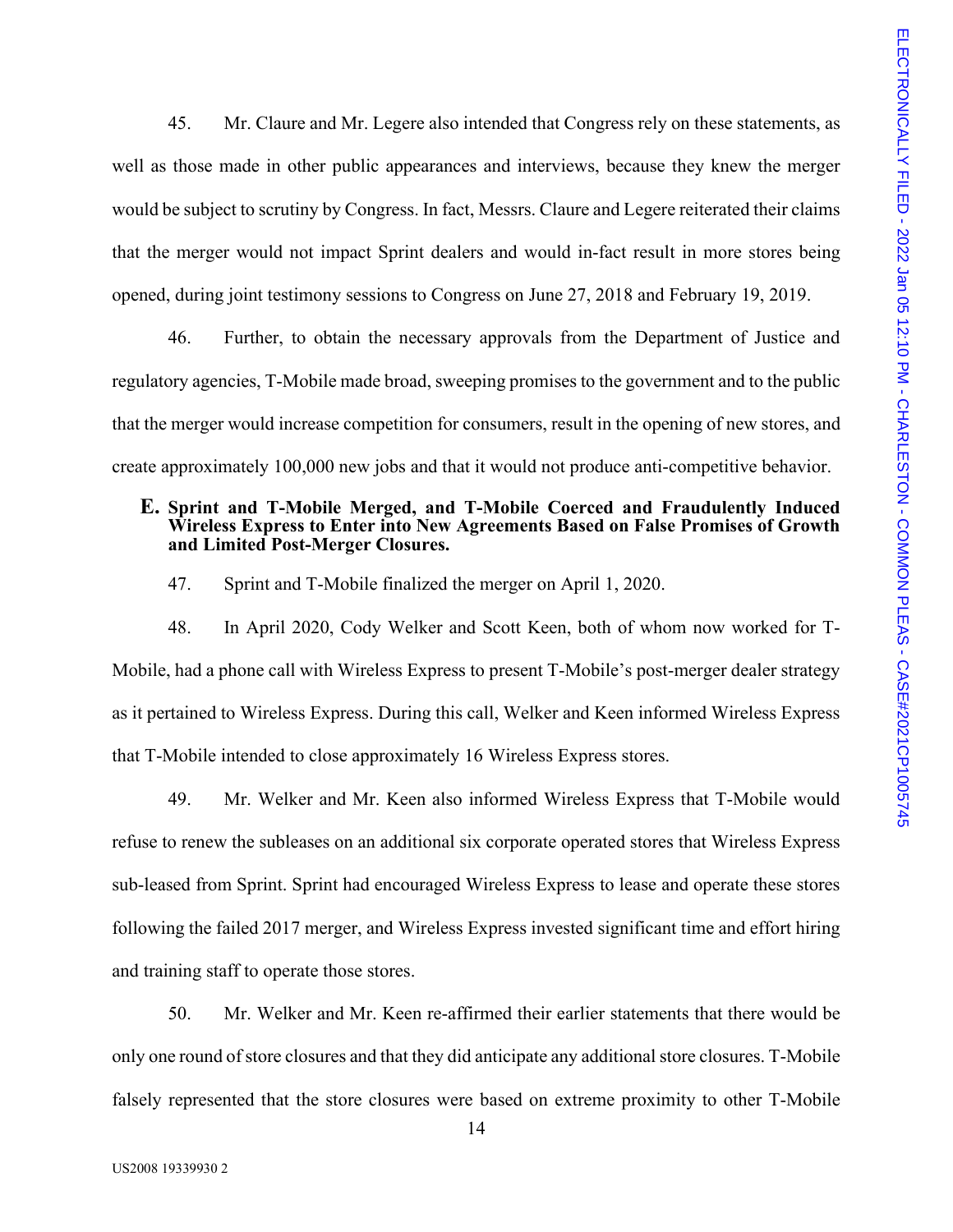45. Mr. Claure and Mr. Legere also intended that Congress rely on these statements, as well as those made in other public appearances and interviews, because they knew the merger would be subject to scrutiny by Congress. In fact, Messrs. Claure and Legere reiterated their claims that the merger would not impact Sprint dealers and would in-fact result in more stores being opened, during joint testimony sessions to Congress on June 27, 2018 and February 19, 2019.

46. Further, to obtain the necessary approvals from the Department of Justice and regulatory agencies, T-Mobile made broad, sweeping promises to the government and to the public that the merger would increase competition for consumers, result in the opening of new stores, and create approximately 100,000 new jobs and that it would not produce anti-competitive behavior.

### E. Sprint and T-Mobile Merged, and T-Mobile Coerced and Fraudulently Induced Wireless Express to Enter into New Agreements Based on False Promises of Growth and Limited Post-Merger Closures.

47. Sprint and T-Mobile finalized the merger on April 1, 2020.

48. In April 2020, Cody Welker and Scott Keen, both of whom now worked for T-Mobile, had a phone call with Wireless Express to present T-Mobile's post-merger dealer strategy as it pertained to Wireless Express. During this call, Welker and Keen informed Wireless Express that T-Mobile intended to close approximately 16 Wireless Express stores.

49. Mr. Welker and Mr. Keen also informed Wireless Express that T-Mobile would refuse to renew the subleases on an additional six corporate operated stores that Wireless Express sub-leased from Sprint. Sprint had encouraged Wireless Express to lease and operate these stores following the failed 2017 merger, and Wireless Express invested significant time and effort hiring and training staff to operate those stores.

50. Mr. Welker and Mr. Keen re-affirmed their earlier statements that there would be only one round of store closures and that they did anticipate any additional store closures. T-Mobile falsely represented that the store closures were based on extreme proximity to other T-Mobile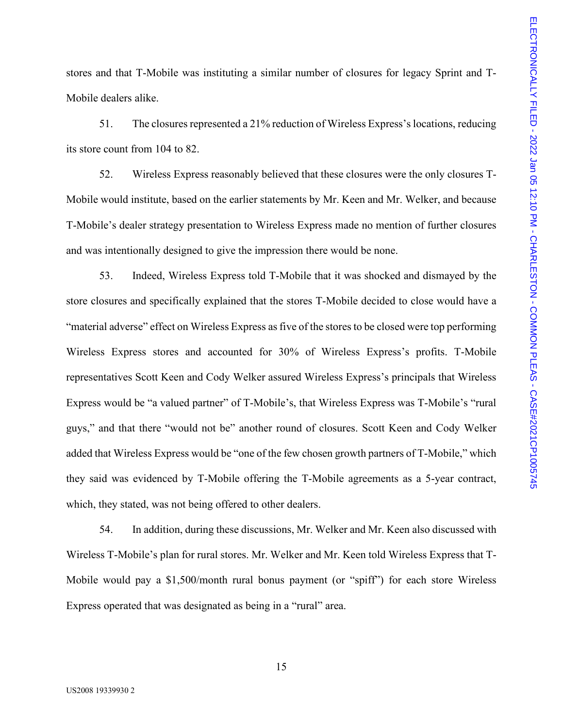stores and that T-Mobile was instituting a similar number of closures for legacy Sprint and T-Mobile dealers alike.

51. The closures represented a 21% reduction of Wireless Express's locations, reducing its store count from 104 to 82.

52. Wireless Express reasonably believed that these closures were the only closures T-Mobile would institute, based on the earlier statements by Mr. Keen and Mr. Welker, and because T-Mobile's dealer strategy presentation to Wireless Express made no mention of further closures and was intentionally designed to give the impression there would be none.

53. Indeed, Wireless Express told T-Mobile that it was shocked and dismayed by the store closures and specifically explained that the stores T-Mobile decided to close would have a "material adverse" effect on Wireless Express as five of the stores to be closed were top performing Wireless Express stores and accounted for 30% of Wireless Express's profits. T-Mobile representatives Scott Keen and Cody Welker assured Wireless Express's principals that Wireless Express would be "a valued partner" of T-Mobile's, that Wireless Express was T-Mobile's "rural guys," and that there "would not be" another round of closures. Scott Keen and Cody Welker added that Wireless Express would be "one of the few chosen growth partners of T-Mobile," which they said was evidenced by T-Mobile offering the T-Mobile agreements as a 5-year contract, which, they stated, was not being offered to other dealers.

54. In addition, during these discussions, Mr. Welker and Mr. Keen also discussed with Wireless T-Mobile's plan for rural stores. Mr. Welker and Mr. Keen told Wireless Express that T-Mobile would pay a $1,500/month rural bonus payment (or "spiff") for each store Wireless Express operated that was designated as being in a "rural" area.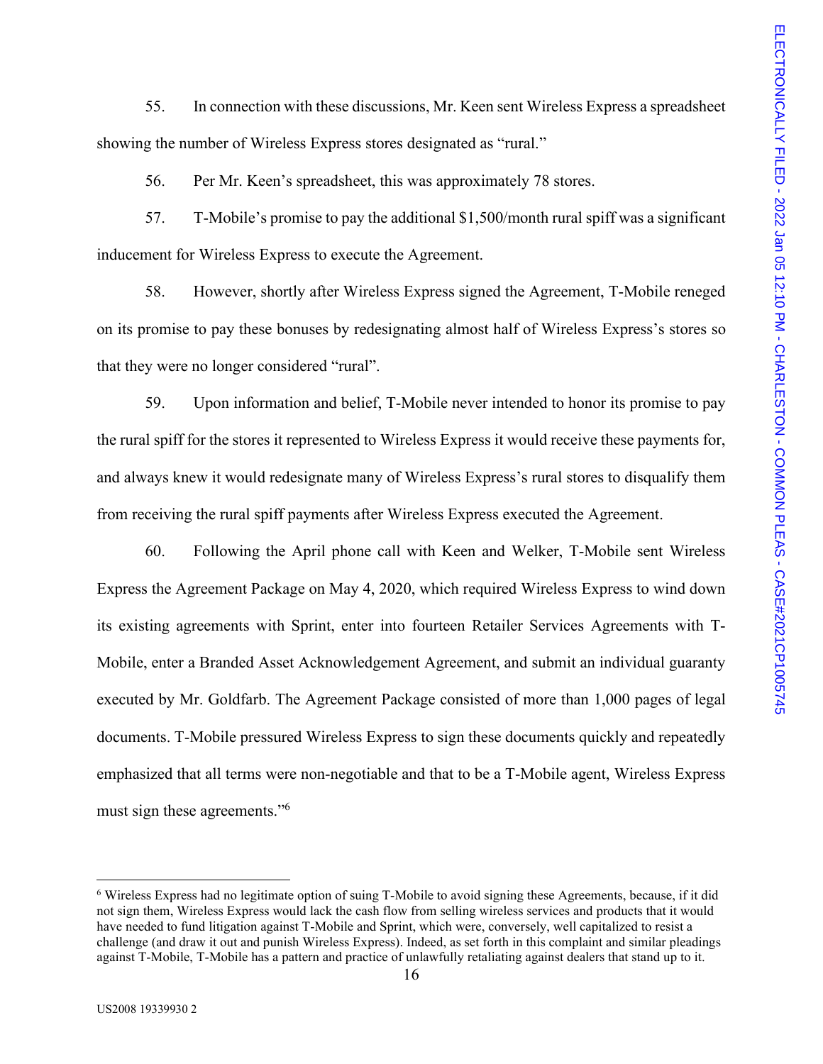55. In connection with these discussions, Mr. Keen sent Wireless Express a spreadsheet showing the number of Wireless Express stores designated as "rural."

56. Per Mr. Keen's spreadsheet, this was approximately 78 stores.

57. T-Mobile's promise to pay the additional $1,500/month rural spiff was a significant inducement for Wireless Express to execute the Agreement.

58. However, shortly after Wireless Express signed the Agreement, T-Mobile reneged on its promise to pay these bonuses by redesignating almost half of Wireless Express's stores so that they were no longer considered "rural".

59. Upon information and belief, T-Mobile never intended to honor its promise to pay the rural spiff for the stores it represented to Wireless Express it would receive these payments for, and always knew it would redesignate many of Wireless Express's rural stores to disqualify them from receiving the rural spiff payments after Wireless Express executed the Agreement.

60. Following the April phone call with Keen and Welker, T-Mobile sent Wireless Express the Agreement Package on May 4, 2020, which required Wireless Express to wind down its existing agreements with Sprint, enter into fourteen Retailer Services Agreements with T-Mobile, enter a Branded Asset Acknowledgement Agreement, and submit an individual guaranty executed by Mr. Goldfarb. The Agreement Package consisted of more than 1,000 pages of legal documents. T-Mobile pressured Wireless Express to sign these documents quickly and repeatedly emphasized that all terms were non-negotiable and that to be a T-Mobile agent, Wireless Express must sign these agreements."[6]

[6] Wireless Express had no legitimate option of suing T-Mobile to avoid signing these Agreements, because, if it did not sign them, Wireless Express would lack the cash flow from selling wireless services and products that it would have needed to fund litigation against T-Mobile and Sprint, which were, conversely, well capitalized to resist a challenge (and draw it out and punish Wireless Express). Indeed, as set forth in this complaint and similar pleadings against T-Mobile, T-Mobile has a pattern and practice of unlawfully retaliating against dealers that stand up to it.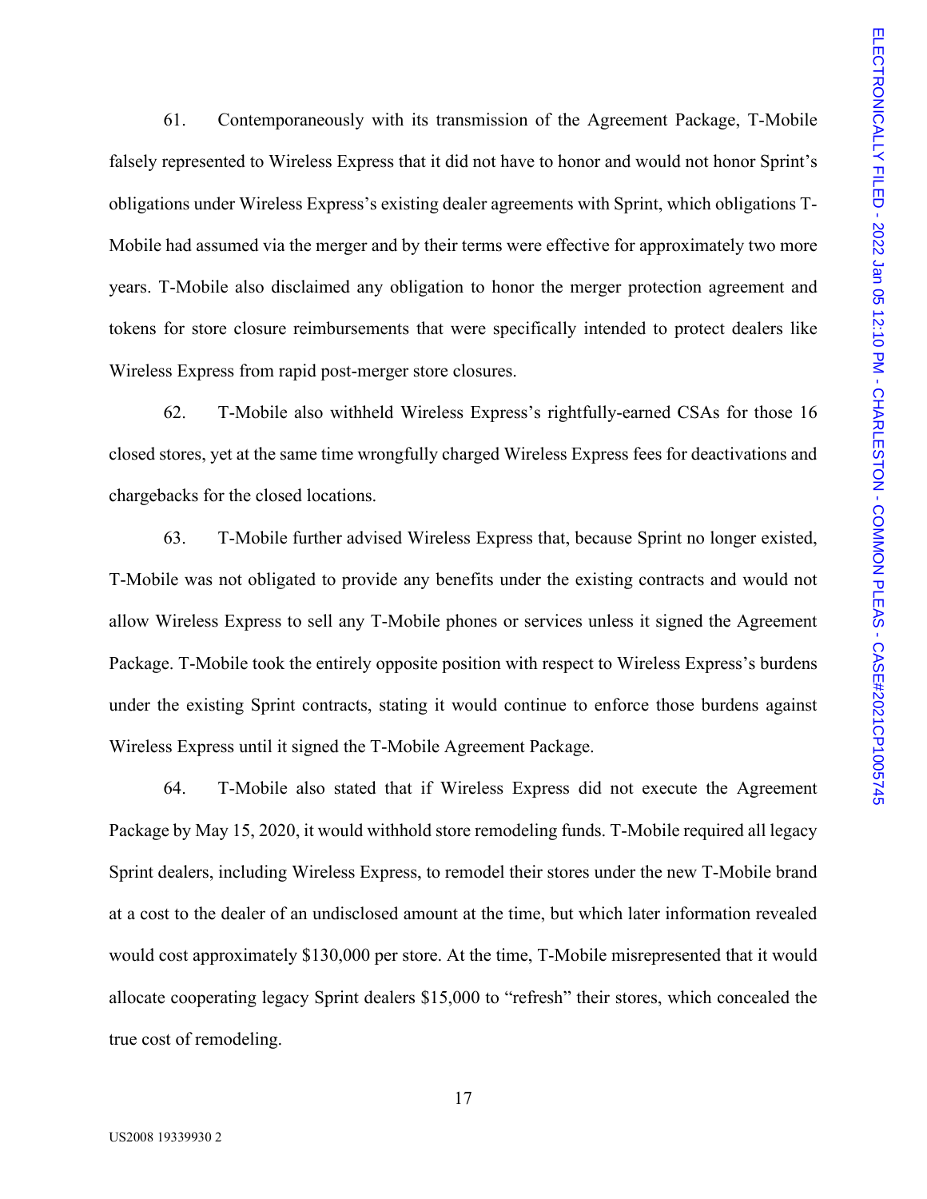61. Contemporaneously with its transmission of the Agreement Package, T-Mobile falsely represented to Wireless Express that it did not have to honor and would not honor Sprint's obligations under Wireless Express's existing dealer agreements with Sprint, which obligations T-Mobile had assumed via the merger and by their terms were effective for approximately two more years. T-Mobile also disclaimed any obligation to honor the merger protection agreement and tokens for store closure reimbursements that were specifically intended to protect dealers like Wireless Express from rapid post-merger store closures.

62. T-Mobile also withheld Wireless Express's rightfully-earned CSAs for those 16 closed stores, yet at the same time wrongfully charged Wireless Express fees for deactivations and chargebacks for the closed locations.

63. T-Mobile further advised Wireless Express that, because Sprint no longer existed, T-Mobile was not obligated to provide any benefits under the existing contracts and would not allow Wireless Express to sell any T-Mobile phones or services unless it signed the Agreement Package. T-Mobile took the entirely opposite position with respect to Wireless Express's burdens under the existing Sprint contracts, stating it would continue to enforce those burdens against Wireless Express until it signed the T-Mobile Agreement Package.

64. T-Mobile also stated that if Wireless Express did not execute the Agreement Package by May 15, 2020, it would withhold store remodeling funds. T-Mobile required all legacy Sprint dealers, including Wireless Express, to remodel their stores under the new T-Mobile brand at a cost to the dealer of an undisclosed amount at the time, but which later information revealed would cost approximately $130,000 per store. At the time, T-Mobile misrepresented that it would allocate cooperating legacy Sprint dealers $15,000 to "refresh" their stores, which concealed the true cost of remodeling.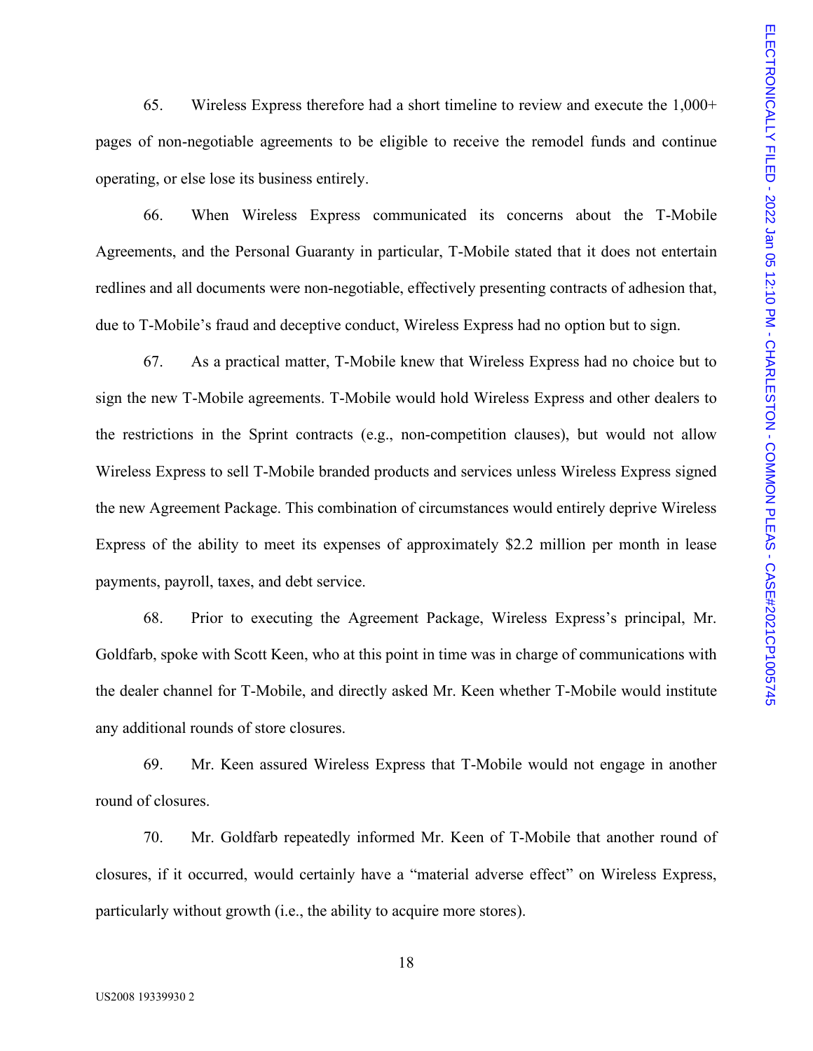65. Wireless Express therefore had a short timeline to review and execute the 1,000+ pages of non-negotiable agreements to be eligible to receive the remodel funds and continue operating, or else lose its business entirely.

66. When Wireless Express communicated its concerns about the T-Mobile Agreements, and the Personal Guaranty in particular, T-Mobile stated that it does not entertain redlines and all documents were non-negotiable, effectively presenting contracts of adhesion that, due to T-Mobile's fraud and deceptive conduct, Wireless Express had no option but to sign.

67. As a practical matter, T-Mobile knew that Wireless Express had no choice but to sign the new T-Mobile agreements. T-Mobile would hold Wireless Express and other dealers to the restrictions in the Sprint contracts (e.g., non-competition clauses), but would not allow Wireless Express to sell T-Mobile branded products and services unless Wireless Express signed the new Agreement Package. This combination of circumstances would entirely deprive Wireless Express of the ability to meet its expenses of approximately $2.2 million per month in lease payments, payroll, taxes, and debt service.

68. Prior to executing the Agreement Package, Wireless Express's principal, Mr. Goldfarb, spoke with Scott Keen, who at this point in time was in charge of communications with the dealer channel for T-Mobile, and directly asked Mr. Keen whether T-Mobile would institute any additional rounds of store closures.

69. Mr. Keen assured Wireless Express that T-Mobile would not engage in another round of closures.

70. Mr. Goldfarb repeatedly informed Mr. Keen of T-Mobile that another round of closures, if it occurred, would certainly have a "material adverse effect" on Wireless Express, particularly without growth (i.e., the ability to acquire more stores).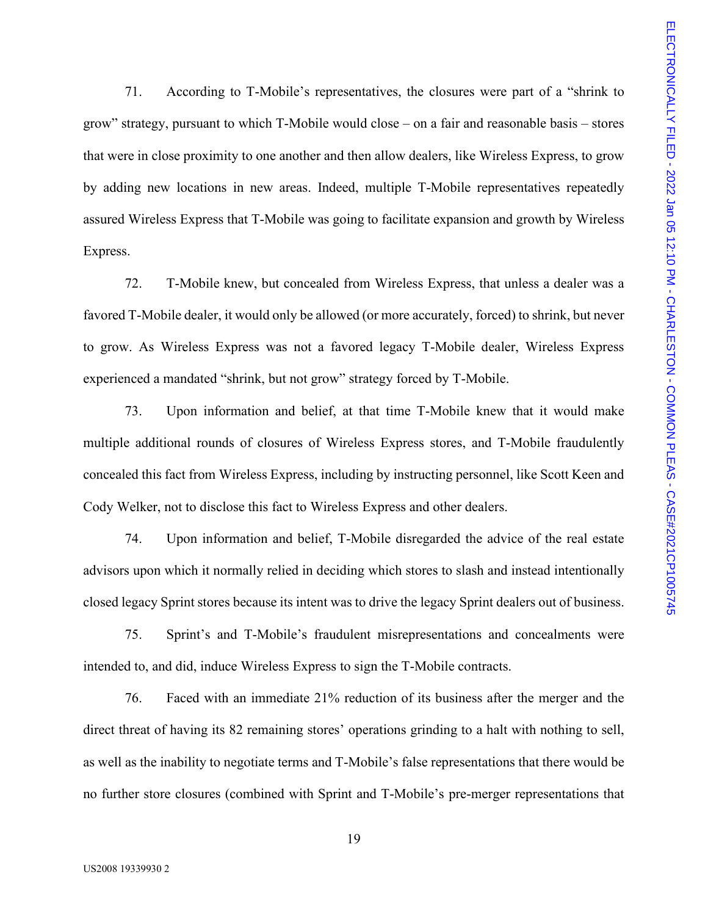71. According to T-Mobile's representatives, the closures were part of a "shrink to grow" strategy, pursuant to which T-Mobile would close – on a fair and reasonable basis – stores that were in close proximity to one another and then allow dealers, like Wireless Express, to grow by adding new locations in new areas. Indeed, multiple T-Mobile representatives repeatedly assured Wireless Express that T-Mobile was going to facilitate expansion and growth by Wireless Express.

72. T-Mobile knew, but concealed from Wireless Express, that unless a dealer was a favored T-Mobile dealer, it would only be allowed (or more accurately, forced) to shrink, but never to grow. As Wireless Express was not a favored legacy T-Mobile dealer, Wireless Express experienced a mandated "shrink, but not grow" strategy forced by T-Mobile.

73. Upon information and belief, at that time T-Mobile knew that it would make multiple additional rounds of closures of Wireless Express stores, and T-Mobile fraudulently concealed this fact from Wireless Express, including by instructing personnel, like Scott Keen and Cody Welker, not to disclose this fact to Wireless Express and other dealers.

74. Upon information and belief, T-Mobile disregarded the advice of the real estate advisors upon which it normally relied in deciding which stores to slash and instead intentionally closed legacy Sprint stores because its intent was to drive the legacy Sprint dealers out of business.

75. Sprint's and T-Mobile's fraudulent misrepresentations and concealments were intended to, and did, induce Wireless Express to sign the T-Mobile contracts.

76. Faced with an immediate 21% reduction of its business after the merger and the direct threat of having its 82 remaining stores' operations grinding to a halt with nothing to sell, as well as the inability to negotiate terms and T-Mobile's false representations that there would be no further store closures (combined with Sprint and T-Mobile's pre-merger representations that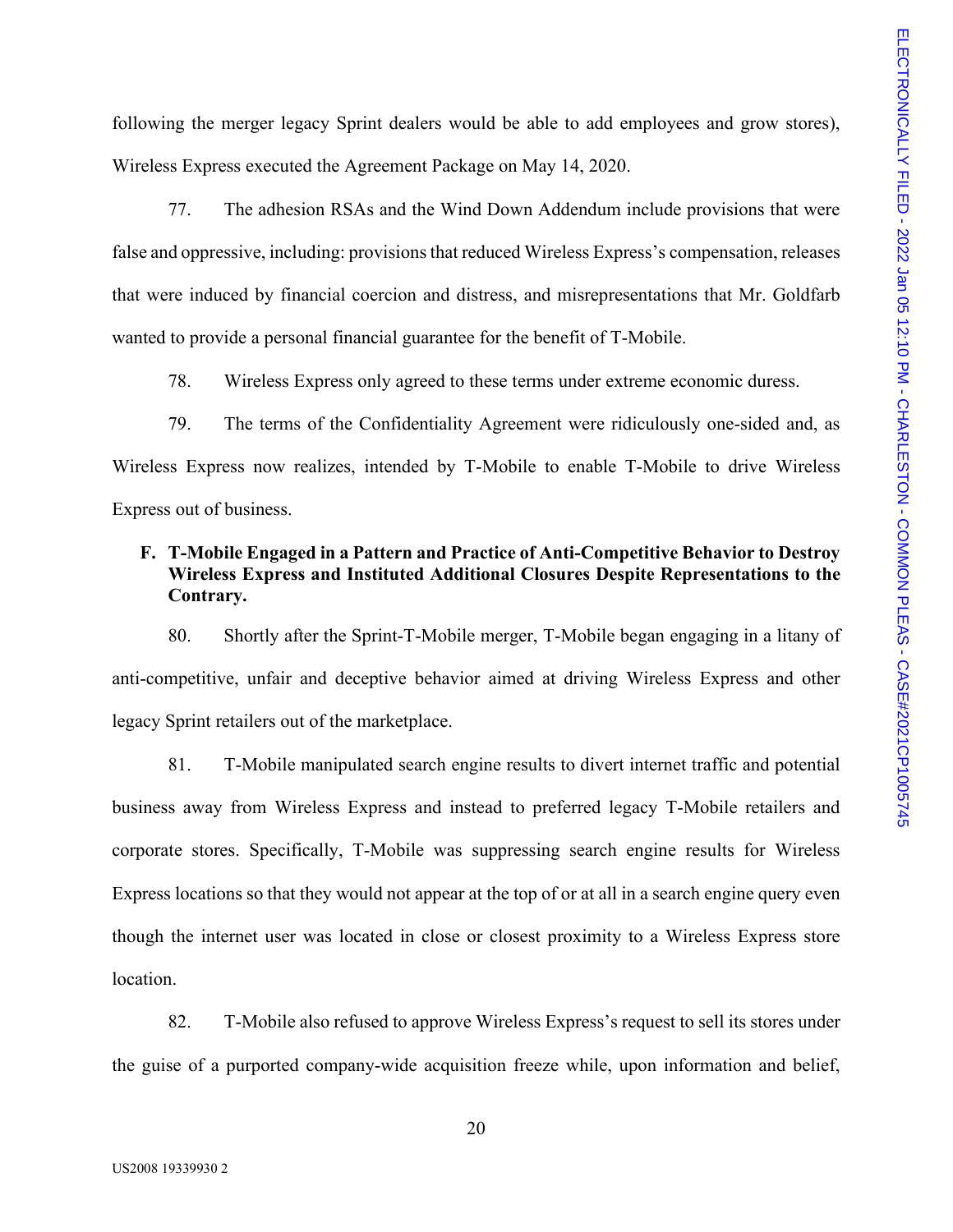following the merger legacy Sprint dealers would be able to add employees and grow stores), Wireless Express executed the Agreement Package on May 14, 2020.

77. The adhesion RSAs and the Wind Down Addendum include provisions that were false and oppressive, including: provisions that reduced Wireless Express's compensation, releases that were induced by financial coercion and distress, and misrepresentations that Mr. Goldfarb wanted to provide a personal financial guarantee for the benefit of T-Mobile.

78. Wireless Express only agreed to these terms under extreme economic duress.

79. The terms of the Confidentiality Agreement were ridiculously one-sided and, as Wireless Express now realizes, intended by T-Mobile to enable T-Mobile to drive Wireless Express out of business.

### F. T-Mobile Engaged in a Pattern and Practice of Anti-Competitive Behavior to Destroy Wireless Express and Instituted Additional Closures Despite Representations to the Contrary.

80. Shortly after the Sprint-T-Mobile merger, T-Mobile began engaging in a litany of anti-competitive, unfair and deceptive behavior aimed at driving Wireless Express and other legacy Sprint retailers out of the marketplace.

81. T-Mobile manipulated search engine results to divert internet traffic and potential business away from Wireless Express and instead to preferred legacy T-Mobile retailers and corporate stores. Specifically, T-Mobile was suppressing search engine results for Wireless Express locations so that they would not appear at the top of or at all in a search engine query even though the internet user was located in close or closest proximity to a Wireless Express store location.

82. T-Mobile also refused to approve Wireless Express's request to sell its stores under the guise of a purported company-wide acquisition freeze while, upon information and belief,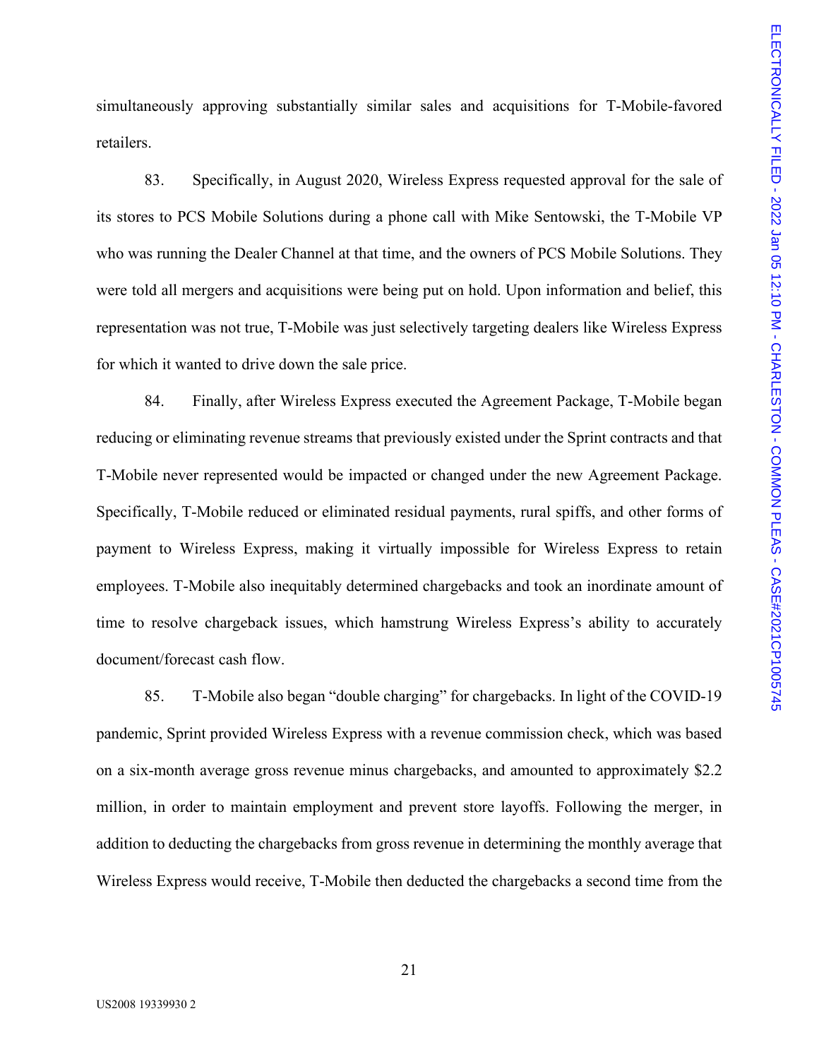simultaneously approving substantially similar sales and acquisitions for T-Mobile-favored retailers.

83. Specifically, in August 2020, Wireless Express requested approval for the sale of its stores to PCS Mobile Solutions during a phone call with Mike Sentowski, the T-Mobile VP who was running the Dealer Channel at that time, and the owners of PCS Mobile Solutions. They were told all mergers and acquisitions were being put on hold. Upon information and belief, this representation was not true, T-Mobile was just selectively targeting dealers like Wireless Express for which it wanted to drive down the sale price.

84. Finally, after Wireless Express executed the Agreement Package, T-Mobile began reducing or eliminating revenue streams that previously existed under the Sprint contracts and that T-Mobile never represented would be impacted or changed under the new Agreement Package. Specifically, T-Mobile reduced or eliminated residual payments, rural spiffs, and other forms of payment to Wireless Express, making it virtually impossible for Wireless Express to retain employees. T-Mobile also inequitably determined chargebacks and took an inordinate amount of time to resolve chargeback issues, which hamstrung Wireless Express's ability to accurately document/forecast cash flow.

85. T-Mobile also began "double charging" for chargebacks. In light of the COVID-19 pandemic, Sprint provided Wireless Express with a revenue commission check, which was based on a six-month average gross revenue minus chargebacks, and amounted to approximately $2.2 million, in order to maintain employment and prevent store layoffs. Following the merger, in addition to deducting the chargebacks from gross revenue in determining the monthly average that Wireless Express would receive, T-Mobile then deducted the chargebacks a second time from the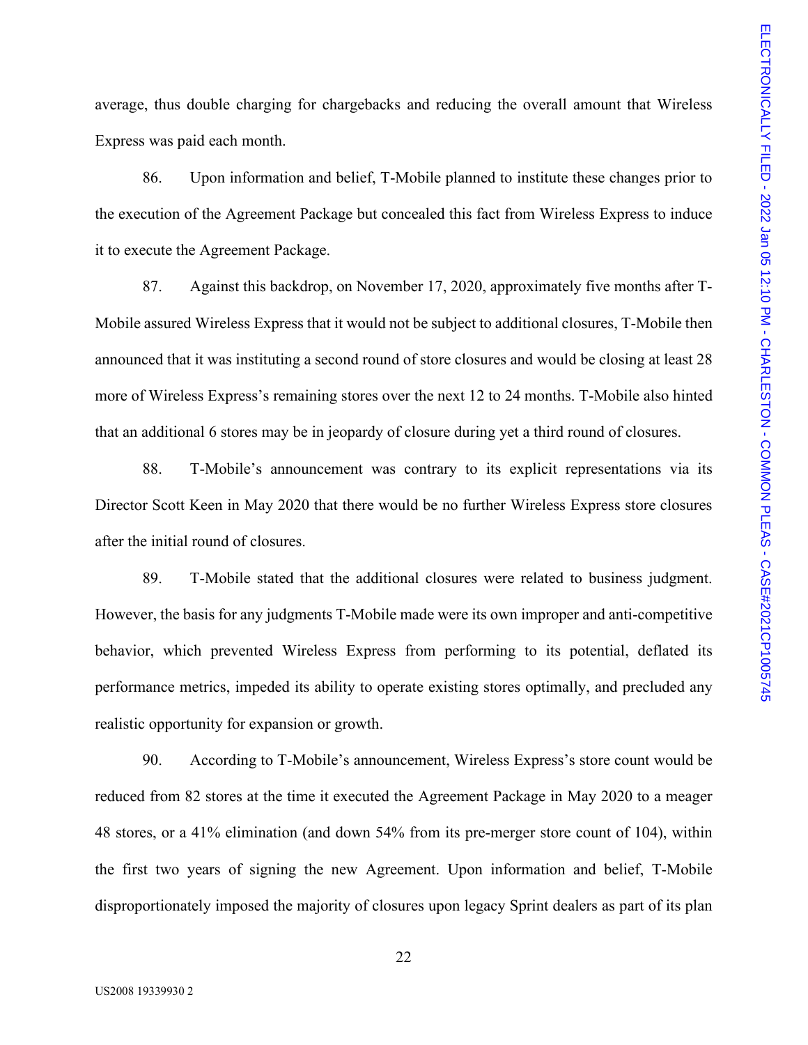average, thus double charging for chargebacks and reducing the overall amount that Wireless Express was paid each month.

86. Upon information and belief, T-Mobile planned to institute these changes prior to the execution of the Agreement Package but concealed this fact from Wireless Express to induce it to execute the Agreement Package.

87. Against this backdrop, on November 17, 2020, approximately five months after T-Mobile assured Wireless Express that it would not be subject to additional closures, T-Mobile then announced that it was instituting a second round of store closures and would be closing at least 28 more of Wireless Express's remaining stores over the next 12 to 24 months. T-Mobile also hinted that an additional 6 stores may be in jeopardy of closure during yet a third round of closures.

88. T-Mobile's announcement was contrary to its explicit representations via its Director Scott Keen in May 2020 that there would be no further Wireless Express store closures after the initial round of closures.

89. T-Mobile stated that the additional closures were related to business judgment. However, the basis for any judgments T-Mobile made were its own improper and anti-competitive behavior, which prevented Wireless Express from performing to its potential, deflated its performance metrics, impeded its ability to operate existing stores optimally, and precluded any realistic opportunity for expansion or growth.

90. According to T-Mobile's announcement, Wireless Express's store count would be reduced from 82 stores at the time it executed the Agreement Package in May 2020 to a meager 48 stores, or a 41% elimination (and down 54% from its pre-merger store count of 104), within the first two years of signing the new Agreement. Upon information and belief, T-Mobile disproportionately imposed the majority of closures upon legacy Sprint dealers as part of its plan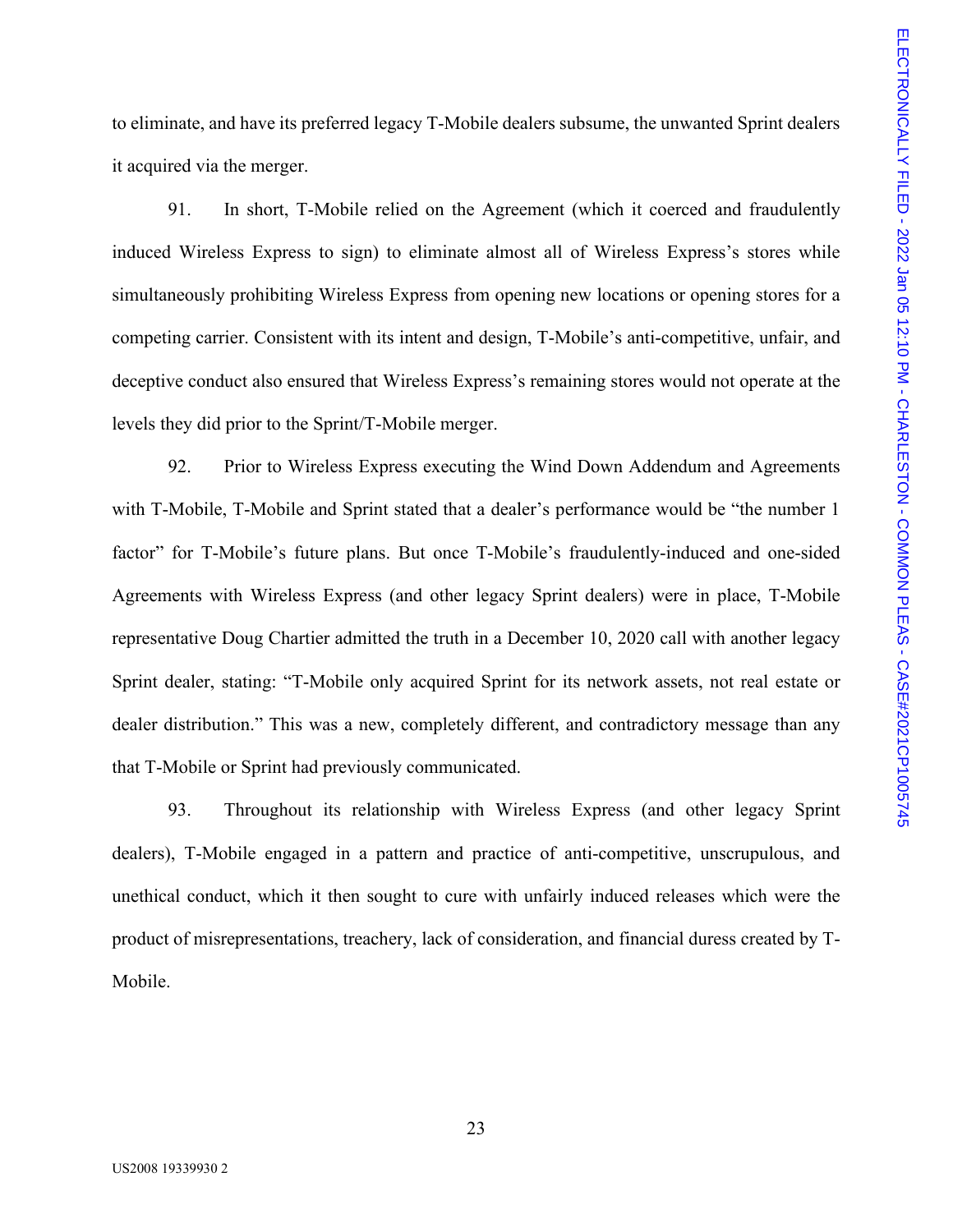to eliminate, and have its preferred legacy T-Mobile dealers subsume, the unwanted Sprint dealers it acquired via the merger.

91. In short, T-Mobile relied on the Agreement (which it coerced and fraudulently induced Wireless Express to sign) to eliminate almost all of Wireless Express's stores while simultaneously prohibiting Wireless Express from opening new locations or opening stores for a competing carrier. Consistent with its intent and design, T-Mobile's anti-competitive, unfair, and deceptive conduct also ensured that Wireless Express's remaining stores would not operate at the levels they did prior to the Sprint/T-Mobile merger.

92. Prior to Wireless Express executing the Wind Down Addendum and Agreements with T-Mobile, T-Mobile and Sprint stated that a dealer's performance would be "the number 1 factor" for T-Mobile's future plans. But once T-Mobile's fraudulently-induced and one-sided Agreements with Wireless Express (and other legacy Sprint dealers) were in place, T-Mobile representative Doug Chartier admitted the truth in a December 10, 2020 call with another legacy Sprint dealer, stating: "T-Mobile only acquired Sprint for its network assets, not real estate or dealer distribution." This was a new, completely different, and contradictory message than any that T-Mobile or Sprint had previously communicated.

93. Throughout its relationship with Wireless Express (and other legacy Sprint dealers), T-Mobile engaged in a pattern and practice of anti-competitive, unscrupulous, and unethical conduct, which it then sought to cure with unfairly induced releases which were the product of misrepresentations, treachery, lack of consideration, and financial duress created by T-Mobile.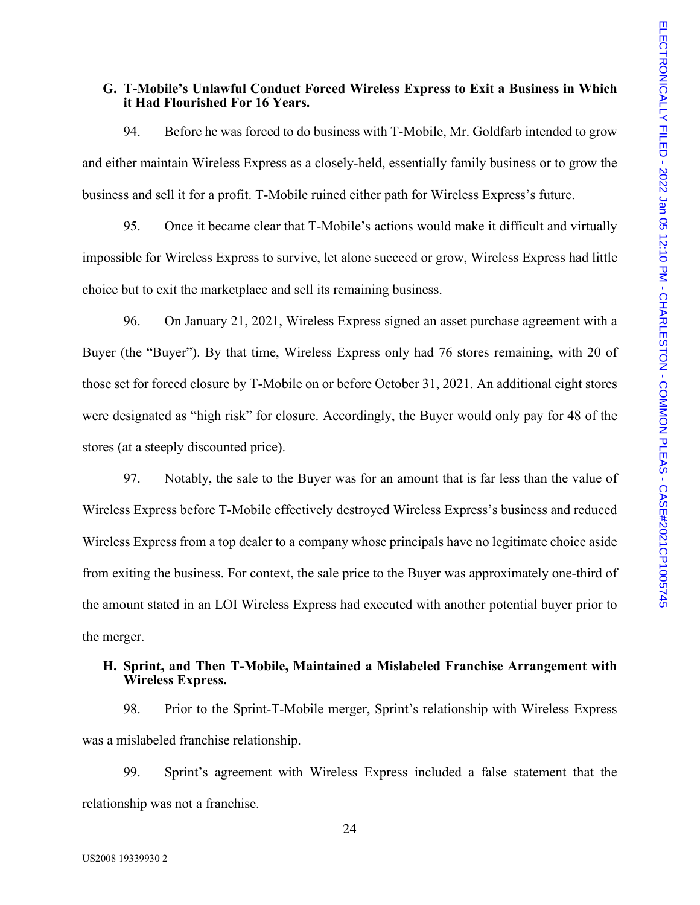### G. T-Mobile's Unlawful Conduct Forced Wireless Express to Exit a Business in Which it Had Flourished For 16 Years.

94. Before he was forced to do business with T-Mobile, Mr. Goldfarb intended to grow and either maintain Wireless Express as a closely-held, essentially family business or to grow the business and sell it for a profit. T-Mobile ruined either path for Wireless Express's future.

95. Once it became clear that T-Mobile's actions would make it difficult and virtually impossible for Wireless Express to survive, let alone succeed or grow, Wireless Express had little choice but to exit the marketplace and sell its remaining business.

96. On January 21, 2021, Wireless Express signed an asset purchase agreement with a Buyer (the "Buyer"). By that time, Wireless Express only had 76 stores remaining, with 20 of those set for forced closure by T-Mobile on or before October 31, 2021. An additional eight stores were designated as "high risk" for closure. Accordingly, the Buyer would only pay for 48 of the stores (at a steeply discounted price).

97. Notably, the sale to the Buyer was for an amount that is far less than the value of Wireless Express before T-Mobile effectively destroyed Wireless Express's business and reduced Wireless Express from a top dealer to a company whose principals have no legitimate choice aside from exiting the business. For context, the sale price to the Buyer was approximately one-third of the amount stated in an LOI Wireless Express had executed with another potential buyer prior to the merger.

### H. Sprint, and Then T-Mobile, Maintained a Mislabeled Franchise Arrangement with Wireless Express.

98. Prior to the Sprint-T-Mobile merger, Sprint's relationship with Wireless Express was a mislabeled franchise relationship.

99. Sprint's agreement with Wireless Express included a false statement that the relationship was not a franchise.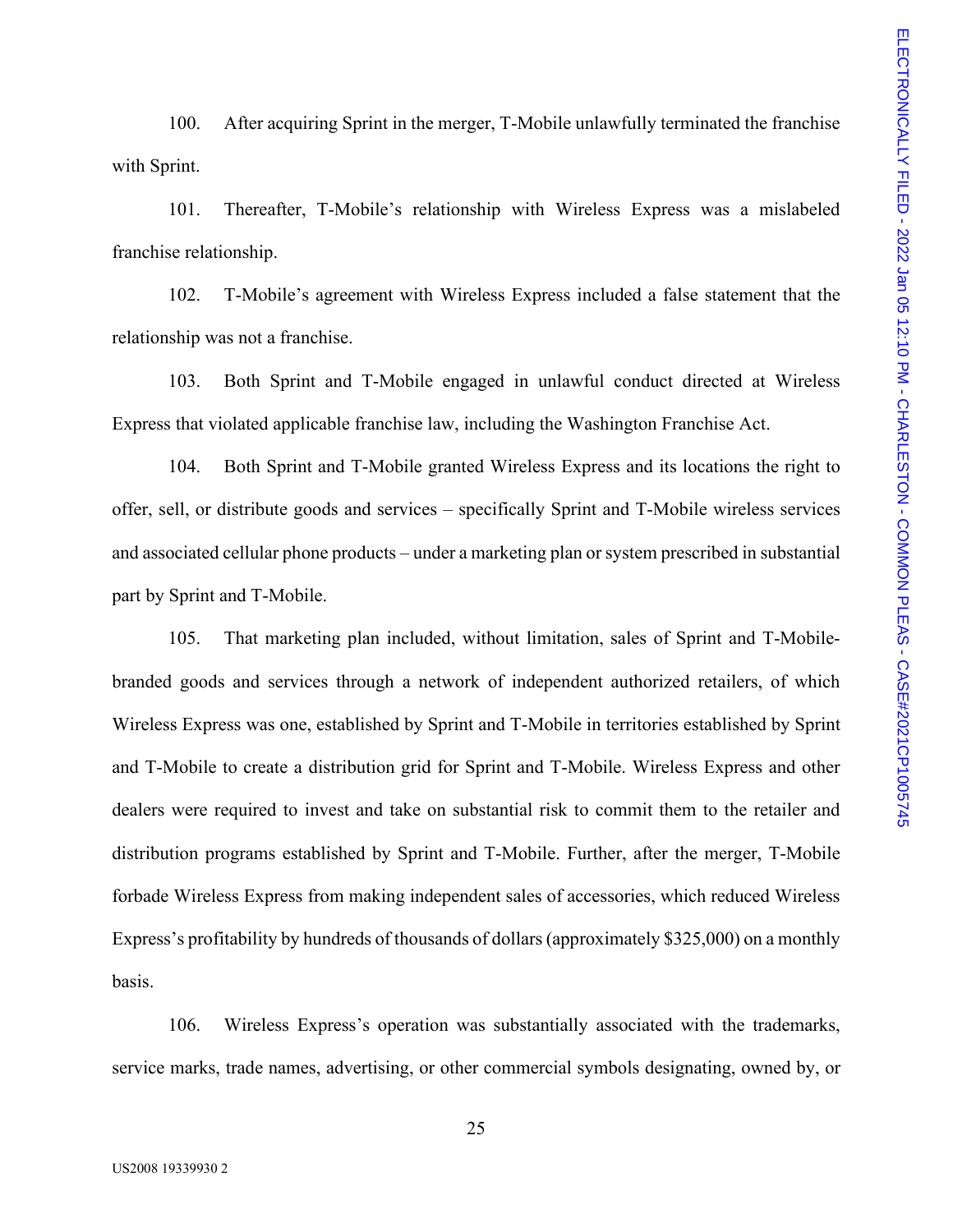100. After acquiring Sprint in the merger, T-Mobile unlawfully terminated the franchise with Sprint.

101. Thereafter, T-Mobile's relationship with Wireless Express was a mislabeled franchise relationship.

102. T-Mobile's agreement with Wireless Express included a false statement that the relationship was not a franchise.

103. Both Sprint and T-Mobile engaged in unlawful conduct directed at Wireless Express that violated applicable franchise law, including the Washington Franchise Act.

104. Both Sprint and T-Mobile granted Wireless Express and its locations the right to offer, sell, or distribute goods and services – specifically Sprint and T-Mobile wireless services and associated cellular phone products – under a marketing plan or system prescribed in substantial part by Sprint and T-Mobile.

105. That marketing plan included, without limitation, sales of Sprint and T-Mobile-branded goods and services through a network of independent authorized retailers, of which Wireless Express was one, established by Sprint and T-Mobile in territories established by Sprint and T-Mobile to create a distribution grid for Sprint and T-Mobile. Wireless Express and other dealers were required to invest and take on substantial risk to commit them to the retailer and distribution programs established by Sprint and T-Mobile. Further, after the merger, T-Mobile forbade Wireless Express from making independent sales of accessories, which reduced Wireless Express's profitability by hundreds of thousands of dollars (approximately $325,000) on a monthly basis.

106. Wireless Express's operation was substantially associated with the trademarks, service marks, trade names, advertising, or other commercial symbols designating, owned by, or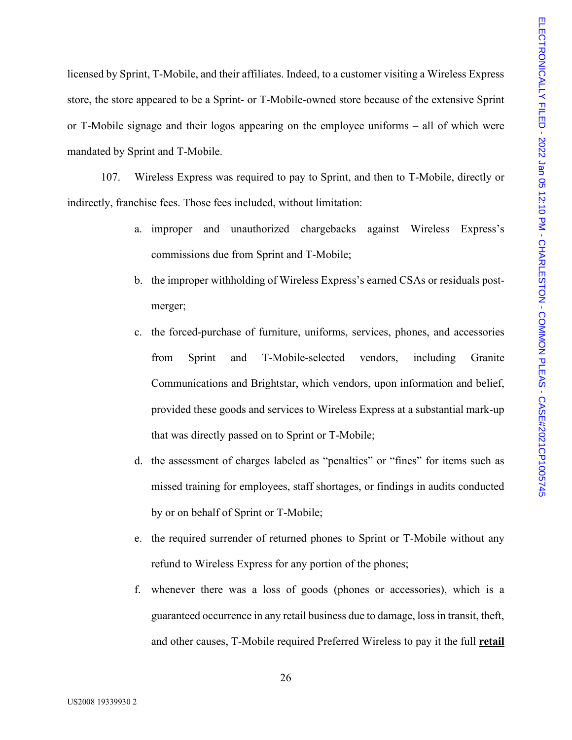licensed by Sprint, T-Mobile, and their affiliates. Indeed, to a customer visiting a Wireless Express store, the store appeared to be a Sprint- or T-Mobile-owned store because of the extensive Sprint or T-Mobile signage and their logos appearing on the employee uniforms – all of which were mandated by Sprint and T-Mobile.

107. Wireless Express was required to pay to Sprint, and then to T-Mobile, directly or indirectly, franchise fees. Those fees included, without limitation:

a. improper and unauthorized chargebacks against Wireless Express's commissions due from Sprint and T-Mobile;

b. the improper withholding of Wireless Express's earned CSAs or residuals post-merger;

c. the forced-purchase of furniture, uniforms, services, phones, and accessories from Sprint and T-Mobile-selected vendors, including Granite Communications and Brightstar, which vendors, upon information and belief, provided these goods and services to Wireless Express at a substantial mark-up that was directly passed on to Sprint or T-Mobile;

d. the assessment of charges labeled as "penalties" or "fines" for items such as missed training for employees, staff shortages, or findings in audits conducted by or on behalf of Sprint or T-Mobile;

e. the required surrender of returned phones to Sprint or T-Mobile without any refund to Wireless Express for any portion of the phones;

f. whenever there was a loss of goods (phones or accessories), which is a guaranteed occurrence in any retail business due to damage, loss in transit, theft, and other causes, T-Mobile required Preferred Wireless to pay it the full **<u>retail</u>**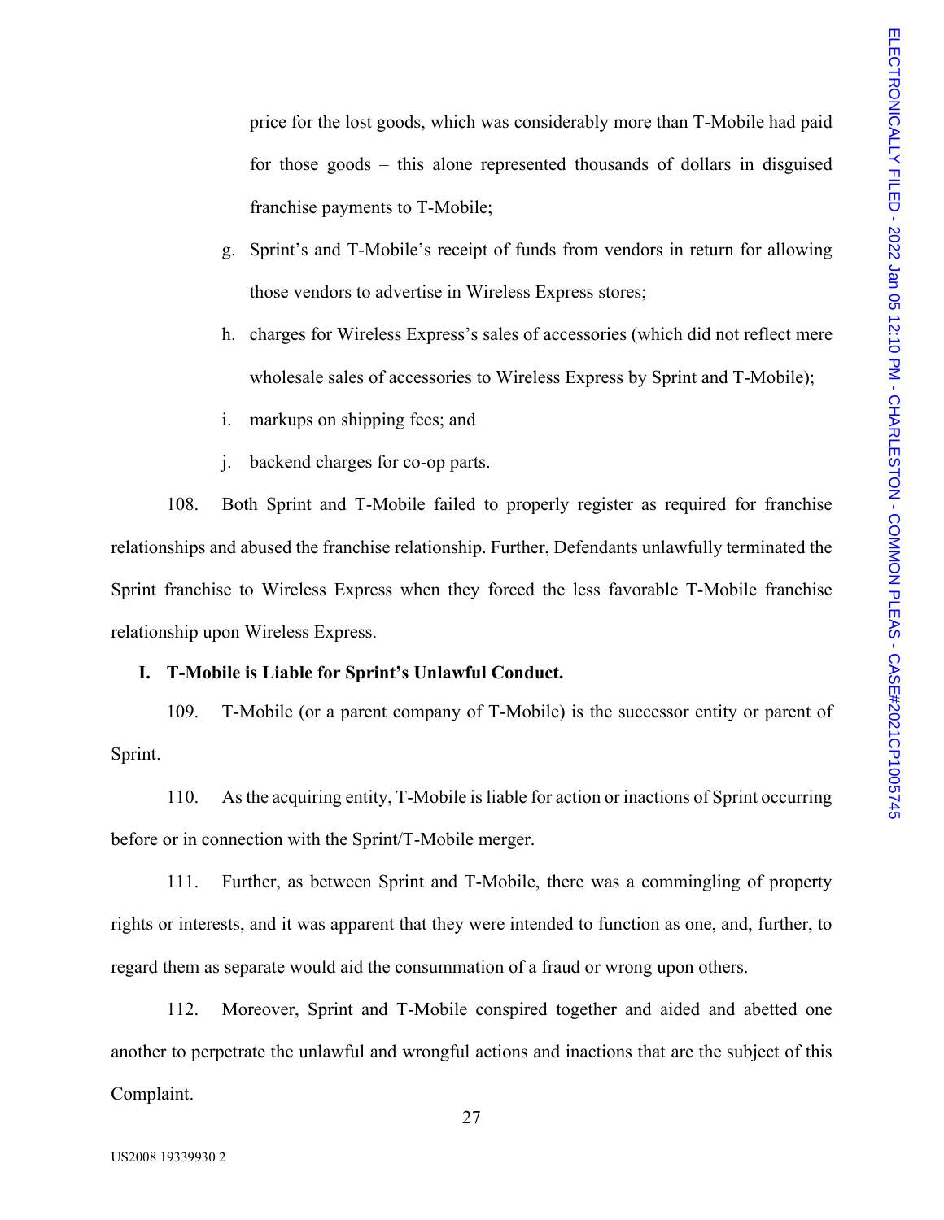price for the lost goods, which was considerably more than T-Mobile had paid for those goods – this alone represented thousands of dollars in disguised franchise payments to T-Mobile;

g. Sprint's and T-Mobile's receipt of funds from vendors in return for allowing those vendors to advertise in Wireless Express stores;

h. charges for Wireless Express's sales of accessories (which did not reflect mere wholesale sales of accessories to Wireless Express by Sprint and T-Mobile);

i. markups on shipping fees; and

j. backend charges for co-op parts.

108. Both Sprint and T-Mobile failed to properly register as required for franchise relationships and abused the franchise relationship. Further, Defendants unlawfully terminated the Sprint franchise to Wireless Express when they forced the less favorable T-Mobile franchise relationship upon Wireless Express.

**I. T-Mobile is Liable for Sprint's Unlawful Conduct.**

109. T-Mobile (or a parent company of T-Mobile) is the successor entity or parent of Sprint.

110. As the acquiring entity, T-Mobile is liable for action or inactions of Sprint occurring before or in connection with the Sprint/T-Mobile merger.

111. Further, as between Sprint and T-Mobile, there was a commingling of property rights or interests, and it was apparent that they were intended to function as one, and, further, to regard them as separate would aid the consummation of a fraud or wrong upon others.

112. Moreover, Sprint and T-Mobile conspired together and aided and abetted one another to perpetrate the unlawful and wrongful actions and inactions that are the subject of this Complaint.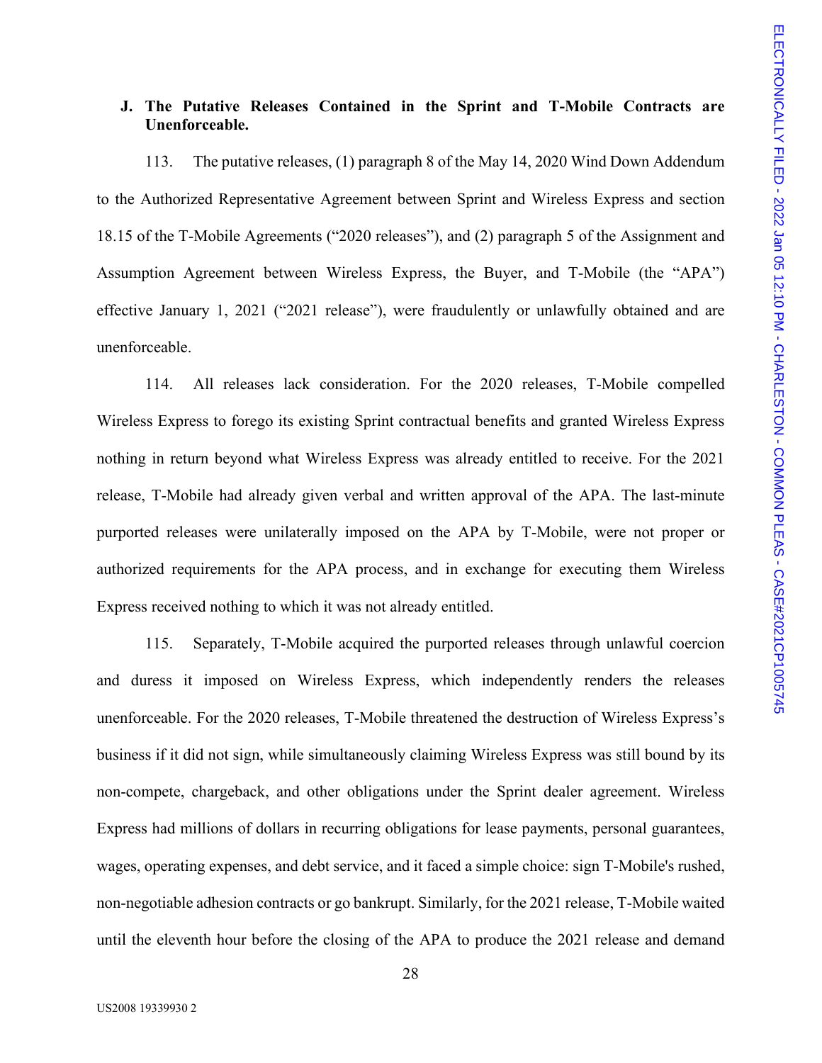### J. The Putative Releases Contained in the Sprint and T-Mobile Contracts are Unenforceable.

113. The putative releases, (1) paragraph 8 of the May 14, 2020 Wind Down Addendum to the Authorized Representative Agreement between Sprint and Wireless Express and section 18.15 of the T-Mobile Agreements ("2020 releases"), and (2) paragraph 5 of the Assignment and Assumption Agreement between Wireless Express, the Buyer, and T-Mobile (the "APA") effective January 1, 2021 ("2021 release"), were fraudulently or unlawfully obtained and are unenforceable.

114. All releases lack consideration. For the 2020 releases, T-Mobile compelled Wireless Express to forego its existing Sprint contractual benefits and granted Wireless Express nothing in return beyond what Wireless Express was already entitled to receive. For the 2021 release, T-Mobile had already given verbal and written approval of the APA. The last-minute purported releases were unilaterally imposed on the APA by T-Mobile, were not proper or authorized requirements for the APA process, and in exchange for executing them Wireless Express received nothing to which it was not already entitled.

115. Separately, T-Mobile acquired the purported releases through unlawful coercion and duress it imposed on Wireless Express, which independently renders the releases unenforceable. For the 2020 releases, T-Mobile threatened the destruction of Wireless Express's business if it did not sign, while simultaneously claiming Wireless Express was still bound by its non-compete, chargeback, and other obligations under the Sprint dealer agreement. Wireless Express had millions of dollars in recurring obligations for lease payments, personal guarantees, wages, operating expenses, and debt service, and it faced a simple choice: sign T-Mobile's rushed, non-negotiable adhesion contracts or go bankrupt. Similarly, for the 2021 release, T-Mobile waited until the eleventh hour before the closing of the APA to produce the 2021 release and demand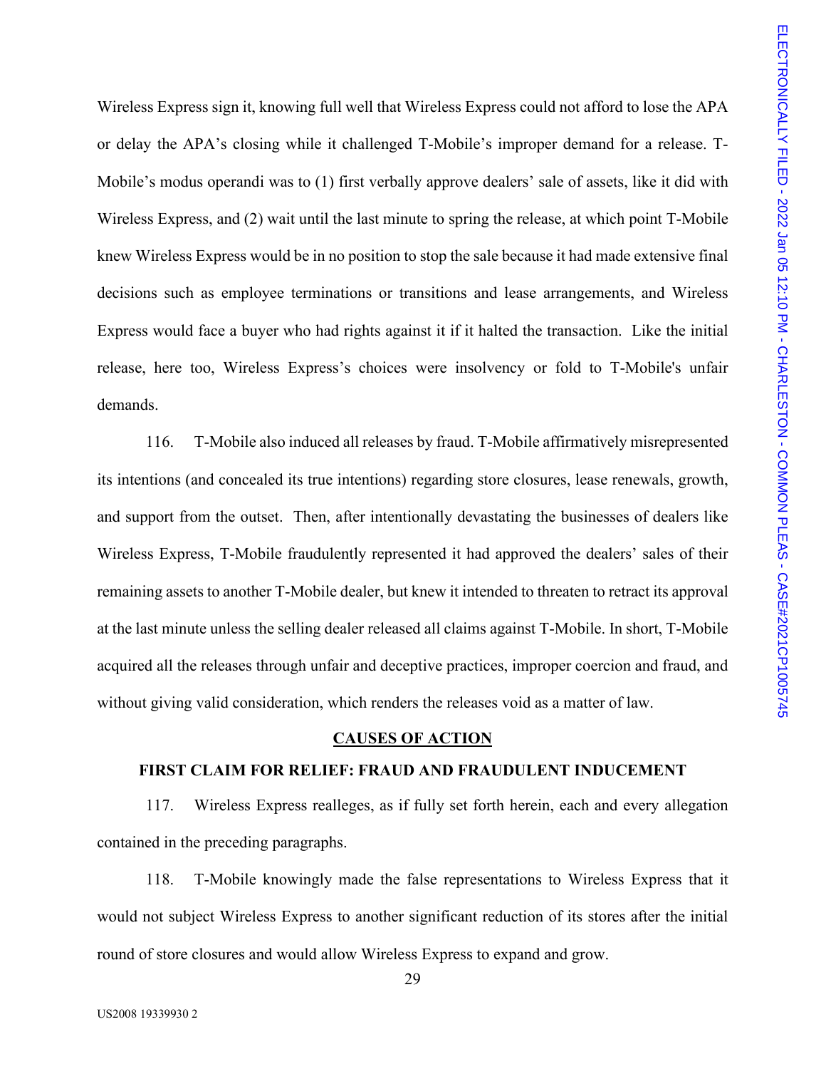Wireless Express sign it, knowing full well that Wireless Express could not afford to lose the APA or delay the APA's closing while it challenged T-Mobile's improper demand for a release. T-Mobile's modus operandi was to (1) first verbally approve dealers' sale of assets, like it did with Wireless Express, and (2) wait until the last minute to spring the release, at which point T-Mobile knew Wireless Express would be in no position to stop the sale because it had made extensive final decisions such as employee terminations or transitions and lease arrangements, and Wireless Express would face a buyer who had rights against it if it halted the transaction. Like the initial release, here too, Wireless Express's choices were insolvency or fold to T-Mobile's unfair demands.

116. T-Mobile also induced all releases by fraud. T-Mobile affirmatively misrepresented its intentions (and concealed its true intentions) regarding store closures, lease renewals, growth, and support from the outset. Then, after intentionally devastating the businesses of dealers like Wireless Express, T-Mobile fraudulently represented it had approved the dealers' sales of their remaining assets to another T-Mobile dealer, but knew it intended to threaten to retract its approval at the last minute unless the selling dealer released all claims against T-Mobile. In short, T-Mobile acquired all the releases through unfair and deceptive practices, improper coercion and fraud, and without giving valid consideration, which renders the releases void as a matter of law.

## CAUSES OF ACTION

### FIRST CLAIM FOR RELIEF: FRAUD AND FRAUDULENT INDUCEMENT

117. Wireless Express realleges, as if fully set forth herein, each and every allegation contained in the preceding paragraphs.

118. T-Mobile knowingly made the false representations to Wireless Express that it would not subject Wireless Express to another significant reduction of its stores after the initial round of store closures and would allow Wireless Express to expand and grow.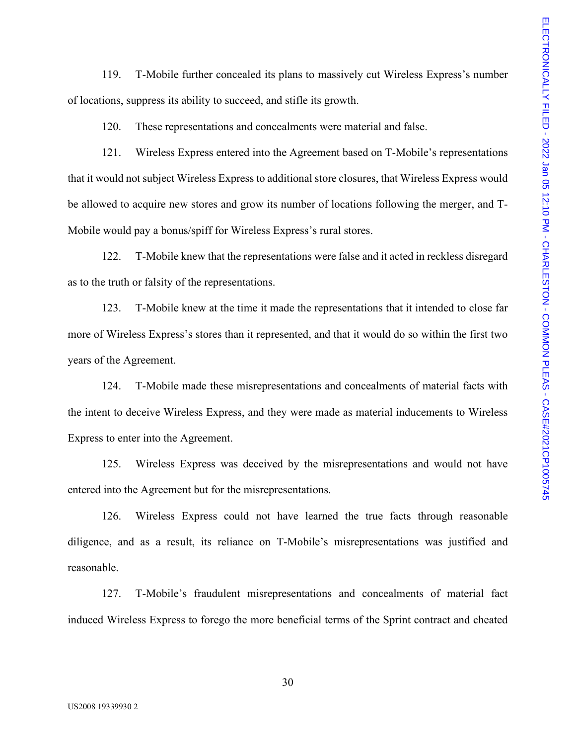119. T-Mobile further concealed its plans to massively cut Wireless Express's number of locations, suppress its ability to succeed, and stifle its growth.

120. These representations and concealments were material and false.

121. Wireless Express entered into the Agreement based on T-Mobile's representations that it would not subject Wireless Express to additional store closures, that Wireless Express would be allowed to acquire new stores and grow its number of locations following the merger, and T-Mobile would pay a bonus/spiff for Wireless Express's rural stores.

122. T-Mobile knew that the representations were false and it acted in reckless disregard as to the truth or falsity of the representations.

123. T-Mobile knew at the time it made the representations that it intended to close far more of Wireless Express's stores than it represented, and that it would do so within the first two years of the Agreement.

124. T-Mobile made these misrepresentations and concealments of material facts with the intent to deceive Wireless Express, and they were made as material inducements to Wireless Express to enter into the Agreement.

125. Wireless Express was deceived by the misrepresentations and would not have entered into the Agreement but for the misrepresentations.

126. Wireless Express could not have learned the true facts through reasonable diligence, and as a result, its reliance on T-Mobile's misrepresentations was justified and reasonable.

127. T-Mobile's fraudulent misrepresentations and concealments of material fact induced Wireless Express to forego the more beneficial terms of the Sprint contract and cheated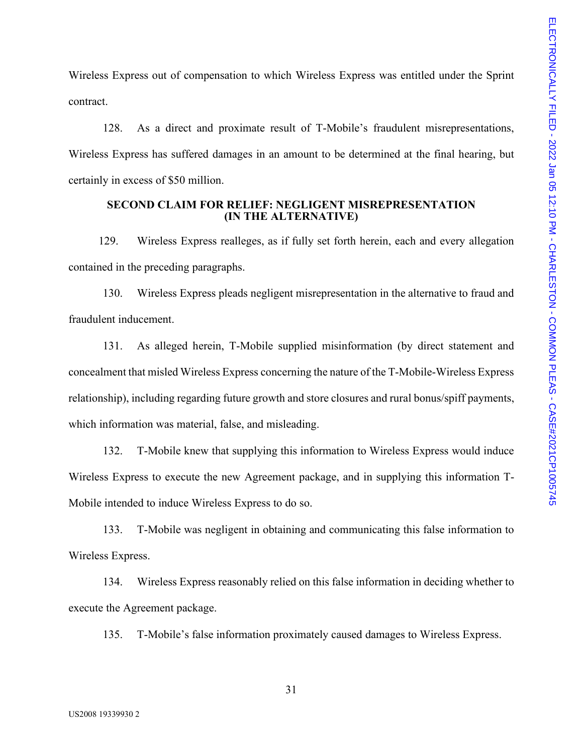Wireless Express out of compensation to which Wireless Express was entitled under the Sprint contract.

128. As a direct and proximate result of T-Mobile's fraudulent misrepresentations, Wireless Express has suffered damages in an amount to be determined at the final hearing, but certainly in excess of $50 million.

**SECOND CLAIM FOR RELIEF: NEGLIGENT MISREPRESENTATION (IN THE ALTERNATIVE)**

129. Wireless Express realleges, as if fully set forth herein, each and every allegation contained in the preceding paragraphs.

130. Wireless Express pleads negligent misrepresentation in the alternative to fraud and fraudulent inducement.

131. As alleged herein, T-Mobile supplied misinformation (by direct statement and concealment that misled Wireless Express concerning the nature of the T-Mobile-Wireless Express relationship), including regarding future growth and store closures and rural bonus/spiff payments, which information was material, false, and misleading.

132. T-Mobile knew that supplying this information to Wireless Express would induce Wireless Express to execute the new Agreement package, and in supplying this information T-Mobile intended to induce Wireless Express to do so.

133. T-Mobile was negligent in obtaining and communicating this false information to Wireless Express.

134. Wireless Express reasonably relied on this false information in deciding whether to execute the Agreement package.

135. T-Mobile's false information proximately caused damages to Wireless Express.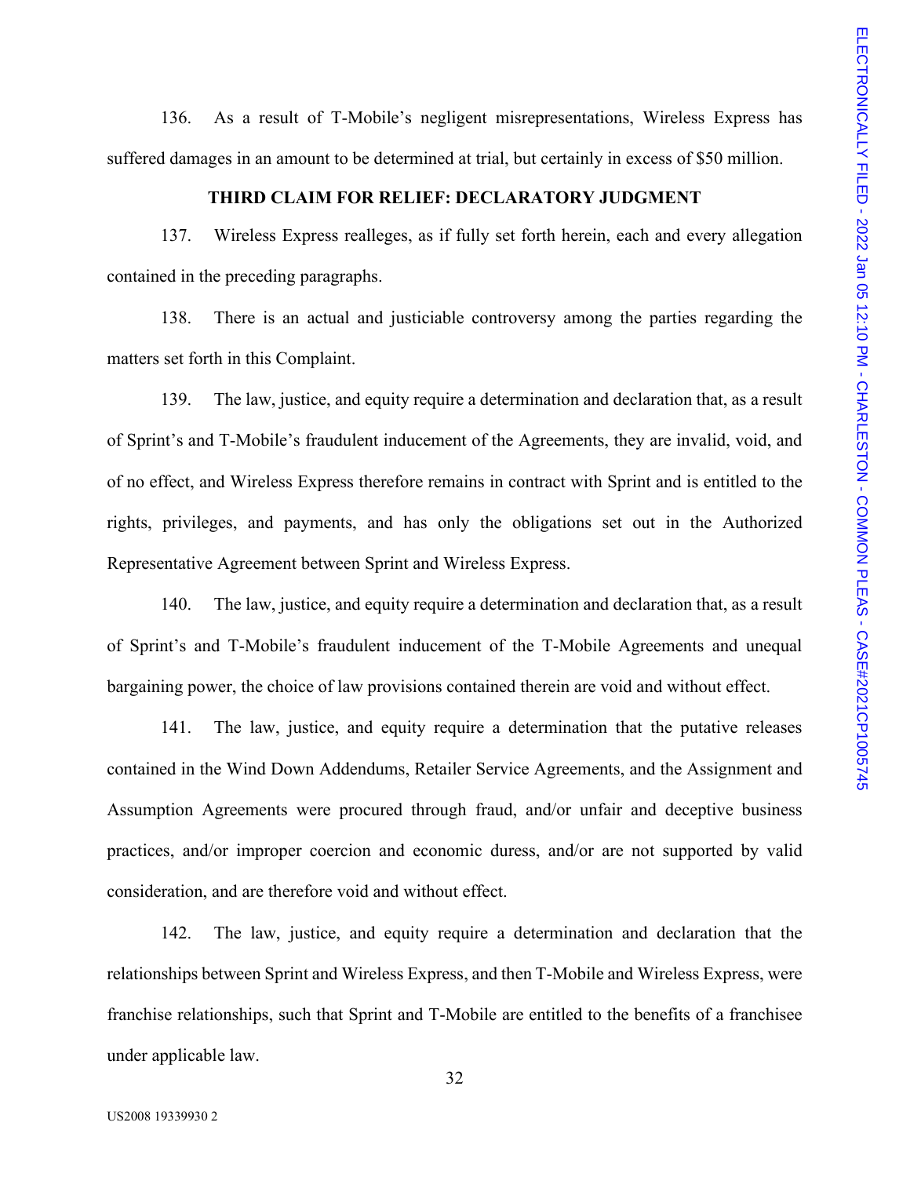136. As a result of T-Mobile's negligent misrepresentations, Wireless Express has suffered damages in an amount to be determined at trial, but certainly in excess of $50 million.

### THIRD CLAIM FOR RELIEF: DECLARATORY JUDGMENT

137. Wireless Express realleges, as if fully set forth herein, each and every allegation contained in the preceding paragraphs.

138. There is an actual and justiciable controversy among the parties regarding the matters set forth in this Complaint.

139. The law, justice, and equity require a determination and declaration that, as a result of Sprint's and T-Mobile's fraudulent inducement of the Agreements, they are invalid, void, and of no effect, and Wireless Express therefore remains in contract with Sprint and is entitled to the rights, privileges, and payments, and has only the obligations set out in the Authorized Representative Agreement between Sprint and Wireless Express.

140. The law, justice, and equity require a determination and declaration that, as a result of Sprint's and T-Mobile's fraudulent inducement of the T-Mobile Agreements and unequal bargaining power, the choice of law provisions contained therein are void and without effect.

141. The law, justice, and equity require a determination that the putative releases contained in the Wind Down Addendums, Retailer Service Agreements, and the Assignment and Assumption Agreements were procured through fraud, and/or unfair and deceptive business practices, and/or improper coercion and economic duress, and/or are not supported by valid consideration, and are therefore void and without effect.

142. The law, justice, and equity require a determination and declaration that the relationships between Sprint and Wireless Express, and then T-Mobile and Wireless Express, were franchise relationships, such that Sprint and T-Mobile are entitled to the benefits of a franchisee under applicable law.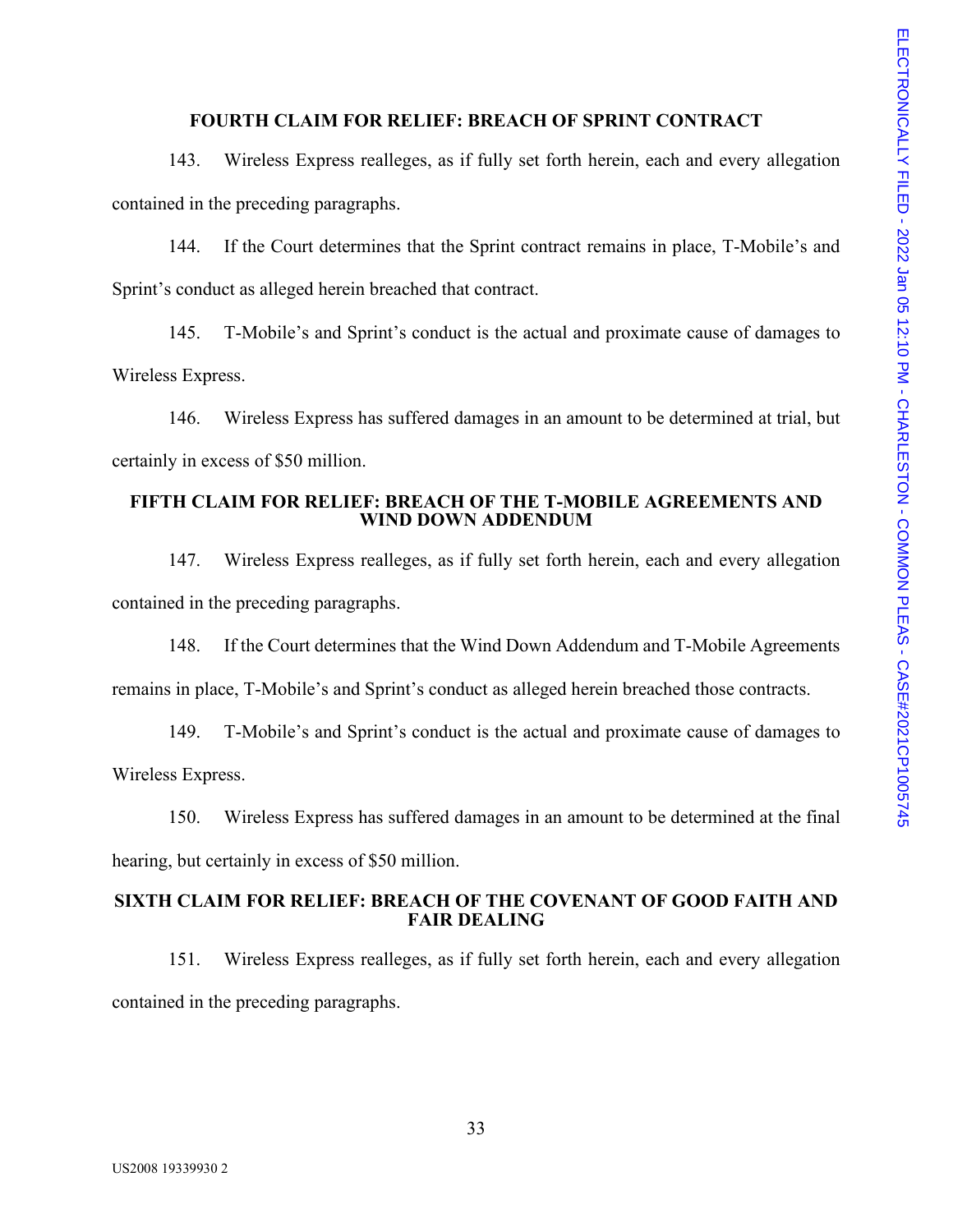### FOURTH CLAIM FOR RELIEF: BREACH OF SPRINT CONTRACT

143. Wireless Express realleges, as if fully set forth herein, each and every allegation contained in the preceding paragraphs.

144. If the Court determines that the Sprint contract remains in place, T-Mobile's and Sprint's conduct as alleged herein breached that contract.

145. T-Mobile's and Sprint's conduct is the actual and proximate cause of damages to Wireless Express.

146. Wireless Express has suffered damages in an amount to be determined at trial, but certainly in excess of $50 million.

### FIFTH CLAIM FOR RELIEF: BREACH OF THE T-MOBILE AGREEMENTS AND WIND DOWN ADDENDUM

147. Wireless Express realleges, as if fully set forth herein, each and every allegation contained in the preceding paragraphs.

148. If the Court determines that the Wind Down Addendum and T-Mobile Agreements remains in place, T-Mobile's and Sprint's conduct as alleged herein breached those contracts.

149. T-Mobile's and Sprint's conduct is the actual and proximate cause of damages to Wireless Express.

150. Wireless Express has suffered damages in an amount to be determined at the final hearing, but certainly in excess of $50 million.

### SIXTH CLAIM FOR RELIEF: BREACH OF THE COVENANT OF GOOD FAITH AND FAIR DEALING

151. Wireless Express realleges, as if fully set forth herein, each and every allegation contained in the preceding paragraphs.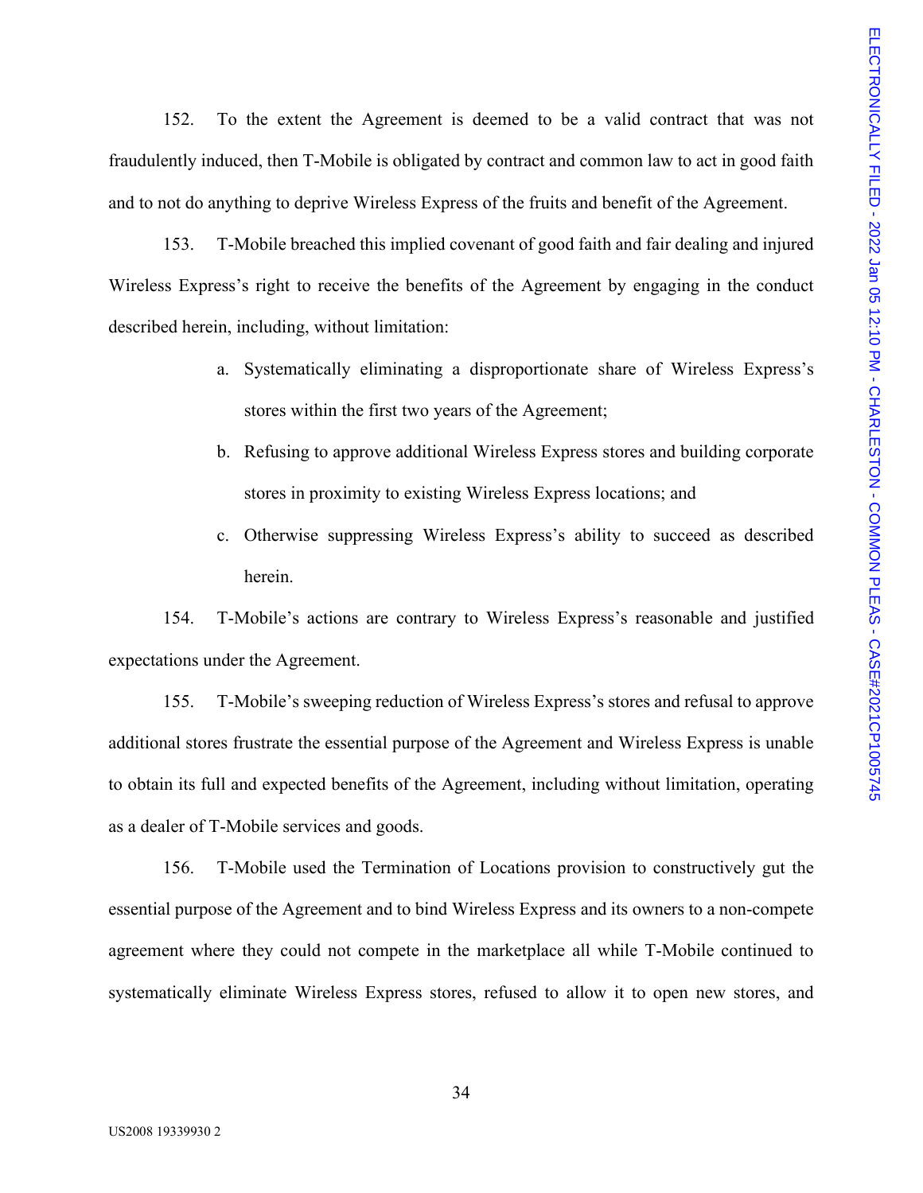152. To the extent the Agreement is deemed to be a valid contract that was not fraudulently induced, then T-Mobile is obligated by contract and common law to act in good faith and to not do anything to deprive Wireless Express of the fruits and benefit of the Agreement.

153. T-Mobile breached this implied covenant of good faith and fair dealing and injured Wireless Express's right to receive the benefits of the Agreement by engaging in the conduct described herein, including, without limitation:

a. Systematically eliminating a disproportionate share of Wireless Express's stores within the first two years of the Agreement;

b. Refusing to approve additional Wireless Express stores and building corporate stores in proximity to existing Wireless Express locations; and

c. Otherwise suppressing Wireless Express's ability to succeed as described herein.

154. T-Mobile's actions are contrary to Wireless Express's reasonable and justified expectations under the Agreement.

155. T-Mobile's sweeping reduction of Wireless Express's stores and refusal to approve additional stores frustrate the essential purpose of the Agreement and Wireless Express is unable to obtain its full and expected benefits of the Agreement, including without limitation, operating as a dealer of T-Mobile services and goods.

156. T-Mobile used the Termination of Locations provision to constructively gut the essential purpose of the Agreement and to bind Wireless Express and its owners to a non-compete agreement where they could not compete in the marketplace all while T-Mobile continued to systematically eliminate Wireless Express stores, refused to allow it to open new stores, and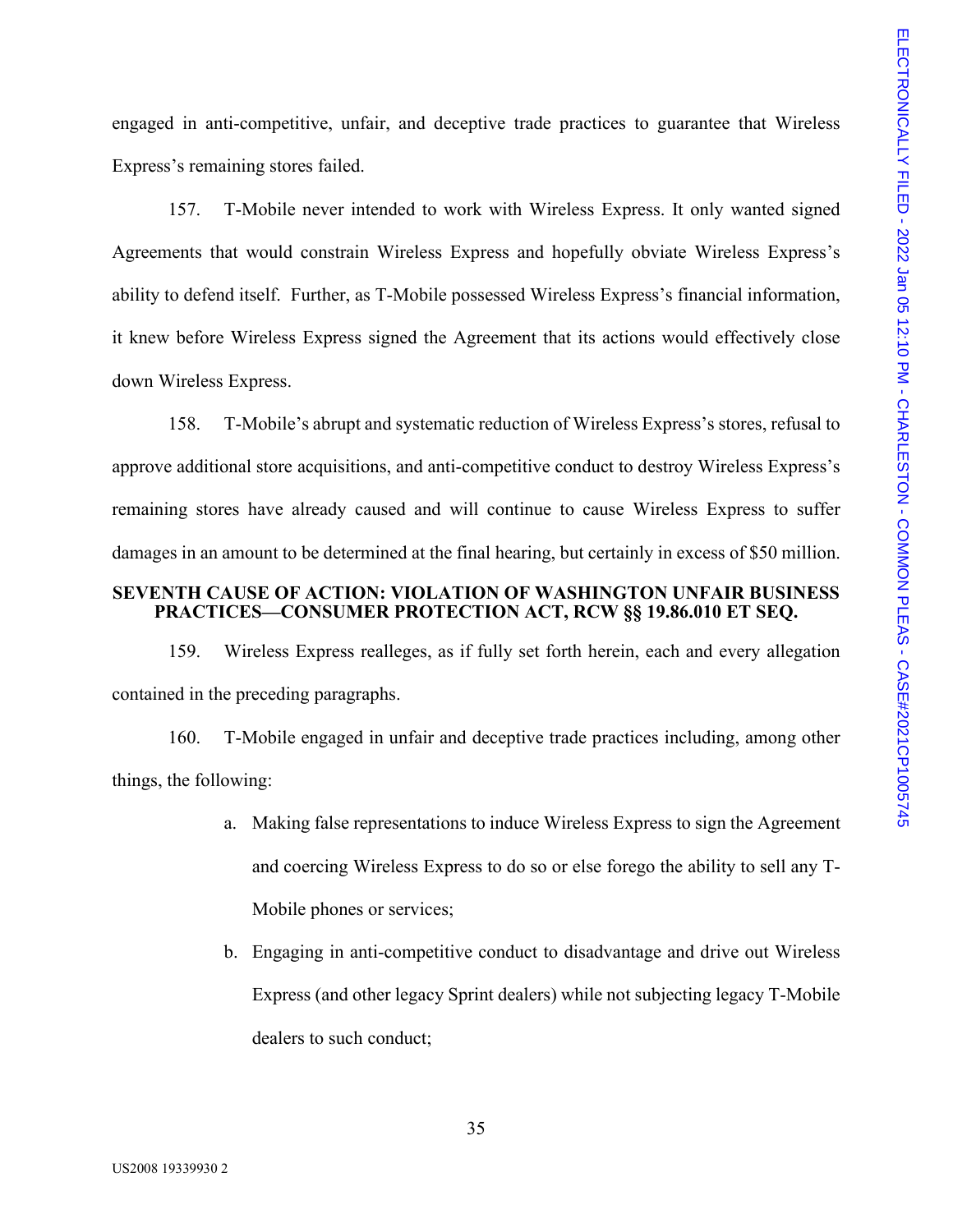engaged in anti-competitive, unfair, and deceptive trade practices to guarantee that Wireless Express's remaining stores failed.

157. T-Mobile never intended to work with Wireless Express. It only wanted signed Agreements that would constrain Wireless Express and hopefully obviate Wireless Express's ability to defend itself. Further, as T-Mobile possessed Wireless Express's financial information, it knew before Wireless Express signed the Agreement that its actions would effectively close down Wireless Express.

158. T-Mobile's abrupt and systematic reduction of Wireless Express's stores, refusal to approve additional store acquisitions, and anti-competitive conduct to destroy Wireless Express's remaining stores have already caused and will continue to cause Wireless Express to suffer damages in an amount to be determined at the final hearing, but certainly in excess of $50 million.

**SEVENTH CAUSE OF ACTION: VIOLATION OF WASHINGTON UNFAIR BUSINESS PRACTICES—CONSUMER PROTECTION ACT, RCW §§ 19.86.010 ET SEQ.**

159. Wireless Express realleges, as if fully set forth herein, each and every allegation contained in the preceding paragraphs.

160. T-Mobile engaged in unfair and deceptive trade practices including, among other things, the following:

a. Making false representations to induce Wireless Express to sign the Agreement and coercing Wireless Express to do so or else forego the ability to sell any T-Mobile phones or services;

b. Engaging in anti-competitive conduct to disadvantage and drive out Wireless Express (and other legacy Sprint dealers) while not subjecting legacy T-Mobile dealers to such conduct;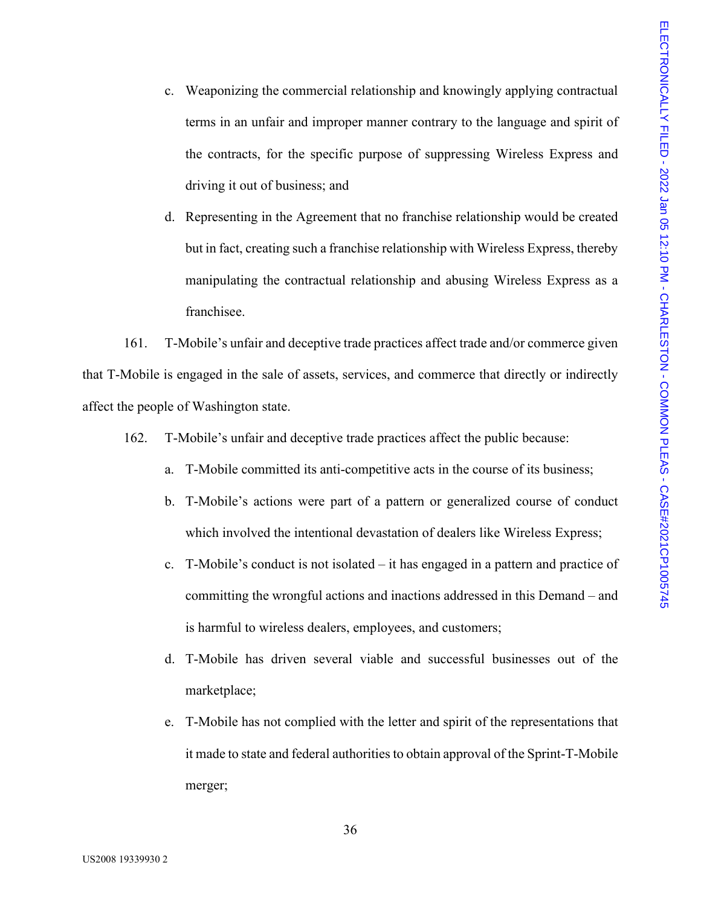c. Weaponizing the commercial relationship and knowingly applying contractual terms in an unfair and improper manner contrary to the language and spirit of the contracts, for the specific purpose of suppressing Wireless Express and driving it out of business; and

d. Representing in the Agreement that no franchise relationship would be created but in fact, creating such a franchise relationship with Wireless Express, thereby manipulating the contractual relationship and abusing Wireless Express as a franchisee.

161. T-Mobile's unfair and deceptive trade practices affect trade and/or commerce given that T-Mobile is engaged in the sale of assets, services, and commerce that directly or indirectly affect the people of Washington state.

162. T-Mobile's unfair and deceptive trade practices affect the public because:

a. T-Mobile committed its anti-competitive acts in the course of its business;

b. T-Mobile's actions were part of a pattern or generalized course of conduct which involved the intentional devastation of dealers like Wireless Express;

c. T-Mobile's conduct is not isolated – it has engaged in a pattern and practice of committing the wrongful actions and inactions addressed in this Demand – and is harmful to wireless dealers, employees, and customers;

d. T-Mobile has driven several viable and successful businesses out of the marketplace;

e. T-Mobile has not complied with the letter and spirit of the representations that it made to state and federal authorities to obtain approval of the Sprint-T-Mobile merger;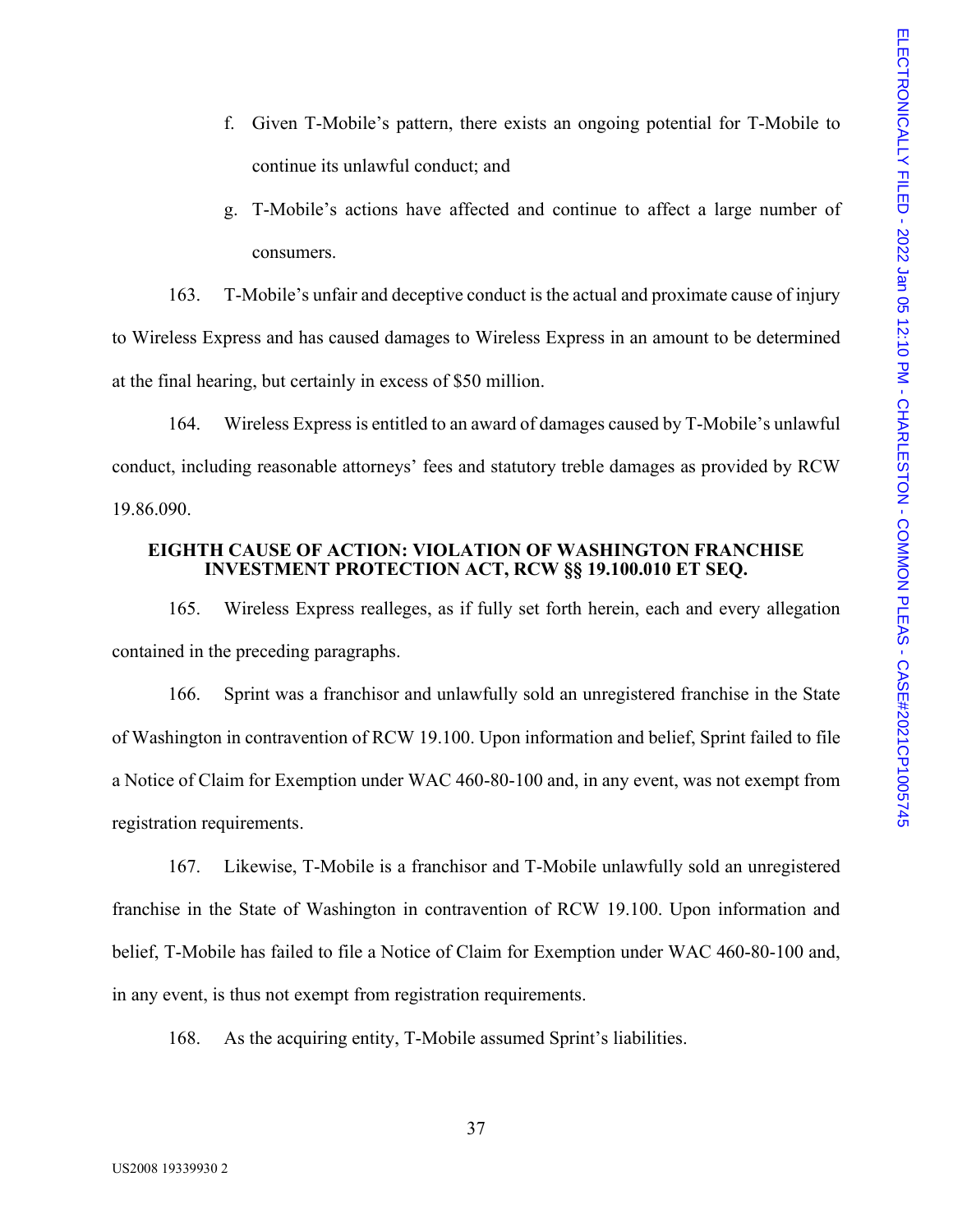f. Given T-Mobile's pattern, there exists an ongoing potential for T-Mobile to continue its unlawful conduct; and

g. T-Mobile's actions have affected and continue to affect a large number of consumers.

163. T-Mobile's unfair and deceptive conduct is the actual and proximate cause of injury to Wireless Express and has caused damages to Wireless Express in an amount to be determined at the final hearing, but certainly in excess of $50 million.

164. Wireless Express is entitled to an award of damages caused by T-Mobile's unlawful conduct, including reasonable attorneys' fees and statutory treble damages as provided by RCW 19.86.090.

## EIGHTH CAUSE OF ACTION: VIOLATION OF WASHINGTON FRANCHISE INVESTMENT PROTECTION ACT, RCW §§ 19.100.010 ET SEQ.

165. Wireless Express realleges, as if fully set forth herein, each and every allegation contained in the preceding paragraphs.

166. Sprint was a franchisor and unlawfully sold an unregistered franchise in the State of Washington in contravention of RCW 19.100. Upon information and belief, Sprint failed to file a Notice of Claim for Exemption under WAC 460-80-100 and, in any event, was not exempt from registration requirements.

167. Likewise, T-Mobile is a franchisor and T-Mobile unlawfully sold an unregistered franchise in the State of Washington in contravention of RCW 19.100. Upon information and belief, T-Mobile has failed to file a Notice of Claim for Exemption under WAC 460-80-100 and, in any event, is thus not exempt from registration requirements.

168. As the acquiring entity, T-Mobile assumed Sprint's liabilities.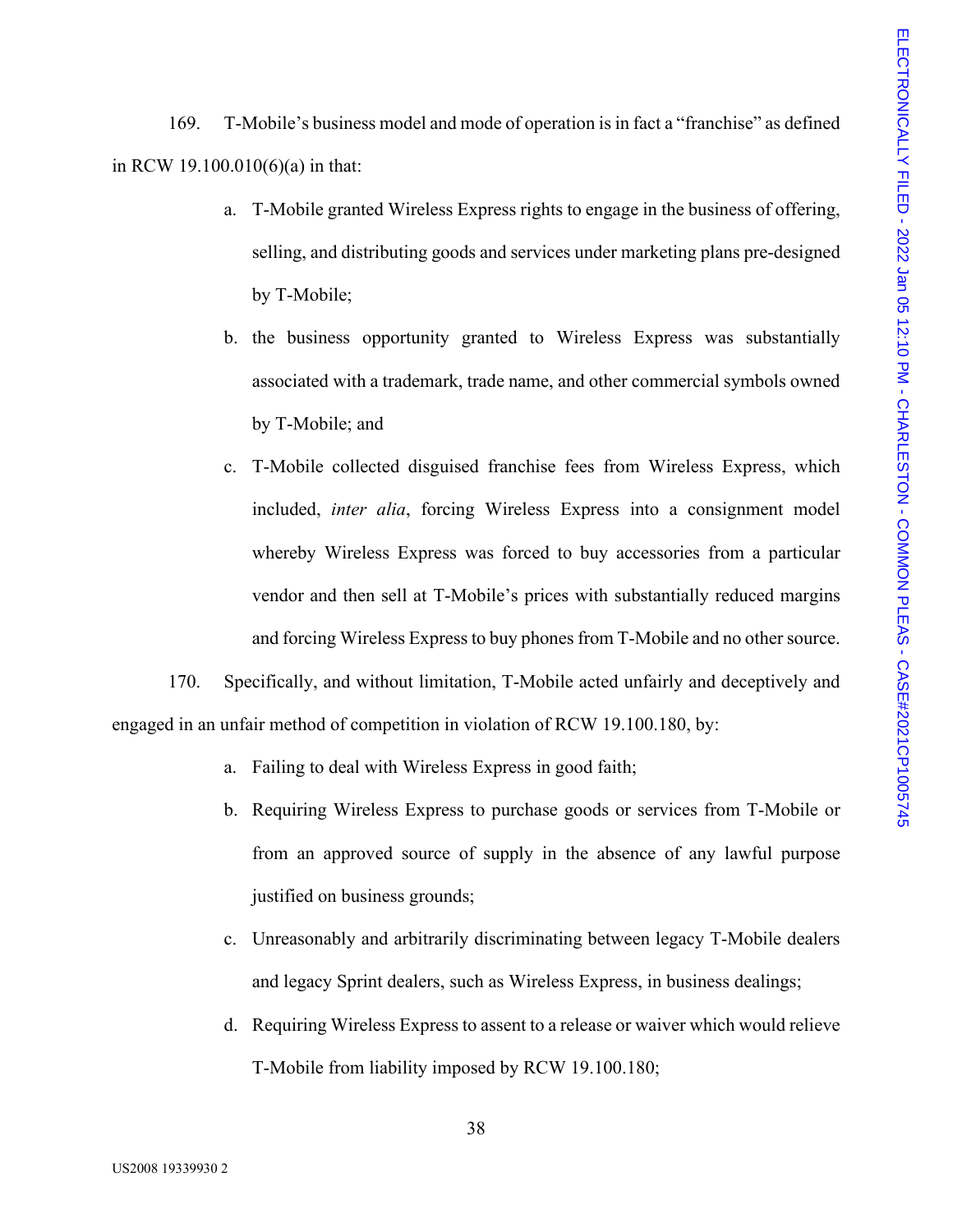169. T-Mobile's business model and mode of operation is in fact a "franchise" as defined in RCW 19.100.010(6)(a) in that:

a. T-Mobile granted Wireless Express rights to engage in the business of offering, selling, and distributing goods and services under marketing plans pre-designed by T-Mobile;

b. the business opportunity granted to Wireless Express was substantially associated with a trademark, trade name, and other commercial symbols owned by T-Mobile; and

c. T-Mobile collected disguised franchise fees from Wireless Express, which included, *inter alia*, forcing Wireless Express into a consignment model whereby Wireless Express was forced to buy accessories from a particular vendor and then sell at T-Mobile's prices with substantially reduced margins and forcing Wireless Express to buy phones from T-Mobile and no other source.

170. Specifically, and without limitation, T-Mobile acted unfairly and deceptively and engaged in an unfair method of competition in violation of RCW 19.100.180, by:

a. Failing to deal with Wireless Express in good faith;

b. Requiring Wireless Express to purchase goods or services from T-Mobile or from an approved source of supply in the absence of any lawful purpose justified on business grounds;

c. Unreasonably and arbitrarily discriminating between legacy T-Mobile dealers and legacy Sprint dealers, such as Wireless Express, in business dealings;

d. Requiring Wireless Express to assent to a release or waiver which would relieve T-Mobile from liability imposed by RCW 19.100.180;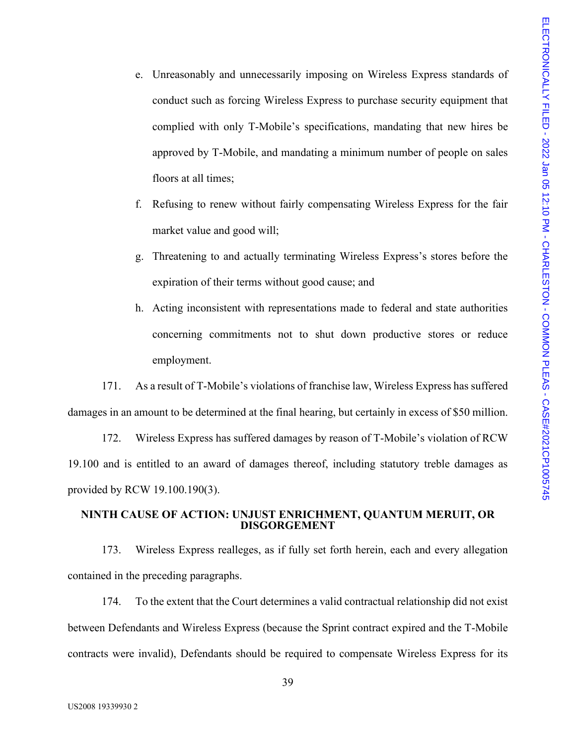e. Unreasonably and unnecessarily imposing on Wireless Express standards of conduct such as forcing Wireless Express to purchase security equipment that complied with only T-Mobile's specifications, mandating that new hires be approved by T-Mobile, and mandating a minimum number of people on sales floors at all times;

f. Refusing to renew without fairly compensating Wireless Express for the fair market value and good will;

g. Threatening to and actually terminating Wireless Express's stores before the expiration of their terms without good cause; and

h. Acting inconsistent with representations made to federal and state authorities concerning commitments not to shut down productive stores or reduce employment.

171. As a result of T-Mobile's violations of franchise law, Wireless Express has suffered damages in an amount to be determined at the final hearing, but certainly in excess of $50 million.

172. Wireless Express has suffered damages by reason of T-Mobile's violation of RCW 19.100 and is entitled to an award of damages thereof, including statutory treble damages as provided by RCW 19.100.190(3).

## NINTH CAUSE OF ACTION: UNJUST ENRICHMENT, QUANTUM MERUIT, OR DISGORGEMENT

173. Wireless Express realleges, as if fully set forth herein, each and every allegation contained in the preceding paragraphs.

174. To the extent that the Court determines a valid contractual relationship did not exist between Defendants and Wireless Express (because the Sprint contract expired and the T-Mobile contracts were invalid), Defendants should be required to compensate Wireless Express for its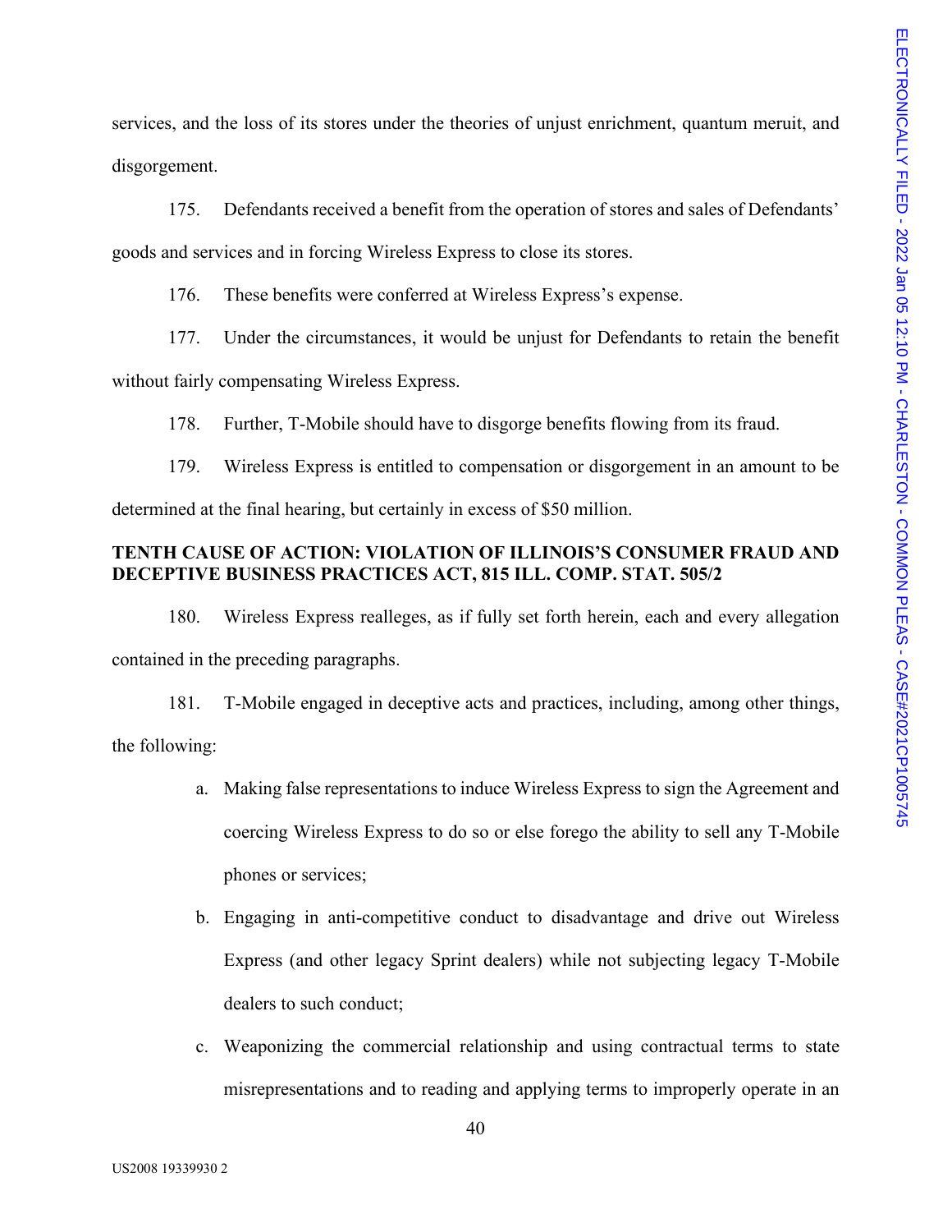services, and the loss of its stores under the theories of unjust enrichment, quantum meruit, and disgorgement.

175. Defendants received a benefit from the operation of stores and sales of Defendants' goods and services and in forcing Wireless Express to close its stores.

176. These benefits were conferred at Wireless Express's expense.

177. Under the circumstances, it would be unjust for Defendants to retain the benefit without fairly compensating Wireless Express.

178. Further, T-Mobile should have to disgorge benefits flowing from its fraud.

179. Wireless Express is entitled to compensation or disgorgement in an amount to be determined at the final hearing, but certainly in excess of $50 million.

**TENTH CAUSE OF ACTION: VIOLATION OF ILLINOIS'S CONSUMER FRAUD AND DECEPTIVE BUSINESS PRACTICES ACT, 815 ILL. COMP. STAT. 505/2**

180. Wireless Express realleges, as if fully set forth herein, each and every allegation contained in the preceding paragraphs.

181. T-Mobile engaged in deceptive acts and practices, including, among other things, the following:

a. Making false representations to induce Wireless Express to sign the Agreement and coercing Wireless Express to do so or else forego the ability to sell any T-Mobile phones or services;

b. Engaging in anti-competitive conduct to disadvantage and drive out Wireless Express (and other legacy Sprint dealers) while not subjecting legacy T-Mobile dealers to such conduct;

c. Weaponizing the commercial relationship and using contractual terms to state misrepresentations and to reading and applying terms to improperly operate in an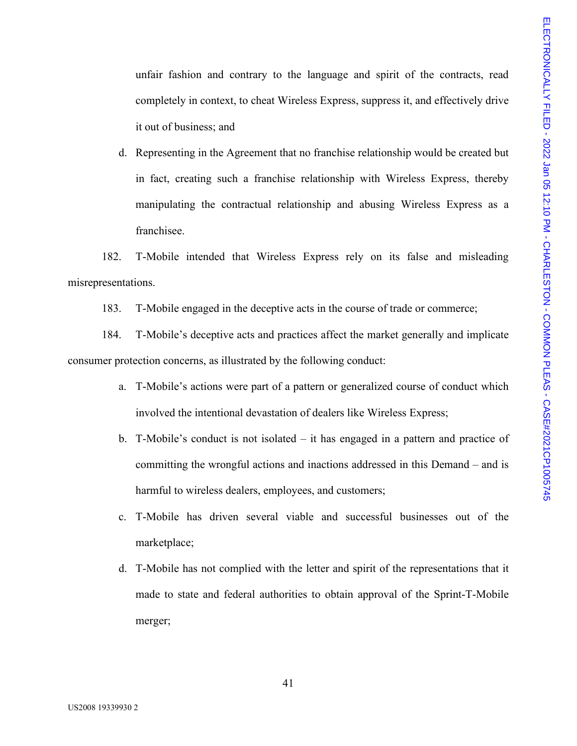unfair fashion and contrary to the language and spirit of the contracts, read completely in context, to cheat Wireless Express, suppress it, and effectively drive it out of business; and

d. Representing in the Agreement that no franchise relationship would be created but in fact, creating such a franchise relationship with Wireless Express, thereby manipulating the contractual relationship and abusing Wireless Express as a franchisee.

182. T-Mobile intended that Wireless Express rely on its false and misleading misrepresentations.

183. T-Mobile engaged in the deceptive acts in the course of trade or commerce;

184. T-Mobile's deceptive acts and practices affect the market generally and implicate consumer protection concerns, as illustrated by the following conduct:

a. T-Mobile's actions were part of a pattern or generalized course of conduct which involved the intentional devastation of dealers like Wireless Express;

b. T-Mobile's conduct is not isolated – it has engaged in a pattern and practice of committing the wrongful actions and inactions addressed in this Demand – and is harmful to wireless dealers, employees, and customers;

c. T-Mobile has driven several viable and successful businesses out of the marketplace;

d. T-Mobile has not complied with the letter and spirit of the representations that it made to state and federal authorities to obtain approval of the Sprint-T-Mobile merger;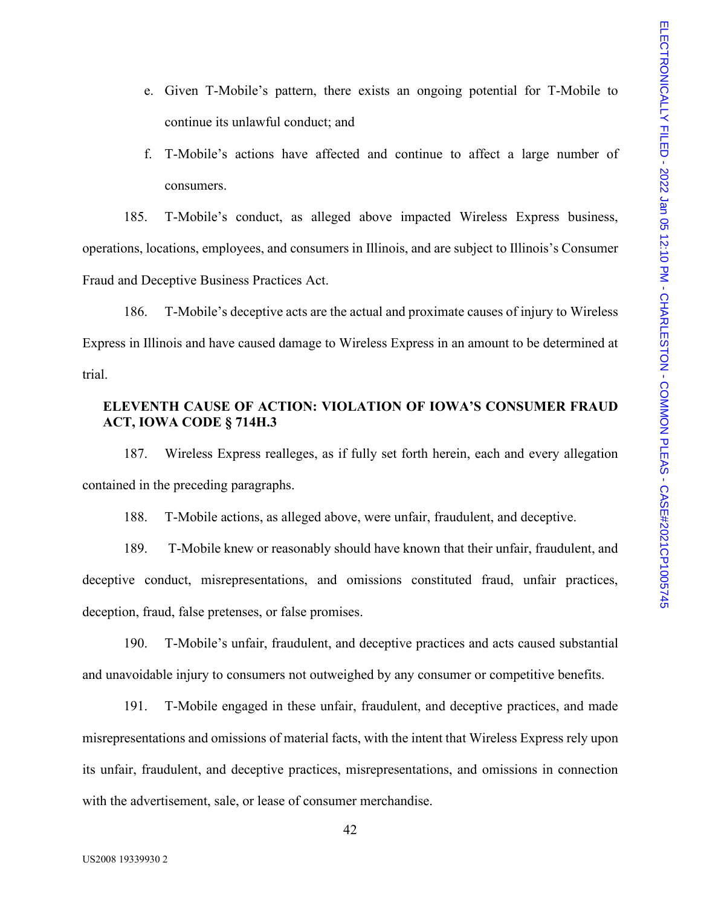e. Given T-Mobile's pattern, there exists an ongoing potential for T-Mobile to continue its unlawful conduct; and

f. T-Mobile's actions have affected and continue to affect a large number of consumers.

185. T-Mobile's conduct, as alleged above impacted Wireless Express business, operations, locations, employees, and consumers in Illinois, and are subject to Illinois's Consumer Fraud and Deceptive Business Practices Act.

186. T-Mobile's deceptive acts are the actual and proximate causes of injury to Wireless Express in Illinois and have caused damage to Wireless Express in an amount to be determined at trial.

**ELEVENTH CAUSE OF ACTION: VIOLATION OF IOWA'S CONSUMER FRAUD ACT, IOWA CODE § 714H.3**

187. Wireless Express realleges, as if fully set forth herein, each and every allegation contained in the preceding paragraphs.

188. T-Mobile actions, as alleged above, were unfair, fraudulent, and deceptive.

189. T-Mobile knew or reasonably should have known that their unfair, fraudulent, and deceptive conduct, misrepresentations, and omissions constituted fraud, unfair practices, deception, fraud, false pretenses, or false promises.

190. T-Mobile's unfair, fraudulent, and deceptive practices and acts caused substantial and unavoidable injury to consumers not outweighed by any consumer or competitive benefits.

191. T-Mobile engaged in these unfair, fraudulent, and deceptive practices, and made misrepresentations and omissions of material facts, with the intent that Wireless Express rely upon its unfair, fraudulent, and deceptive practices, misrepresentations, and omissions in connection with the advertisement, sale, or lease of consumer merchandise.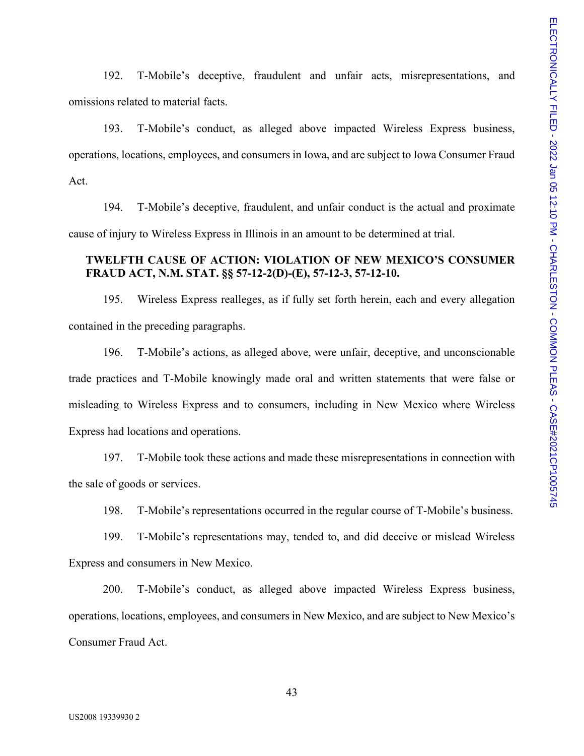192. T-Mobile's deceptive, fraudulent and unfair acts, misrepresentations, and omissions related to material facts.

193. T-Mobile's conduct, as alleged above impacted Wireless Express business, operations, locations, employees, and consumers in Iowa, and are subject to Iowa Consumer Fraud Act.

194. T-Mobile's deceptive, fraudulent, and unfair conduct is the actual and proximate cause of injury to Wireless Express in Illinois in an amount to be determined at trial.

**TWELFTH CAUSE OF ACTION: VIOLATION OF NEW MEXICO'S CONSUMER FRAUD ACT, N.M. STAT. §§ 57-12-2(D)-(E), 57-12-3, 57-12-10.**

195. Wireless Express realleges, as if fully set forth herein, each and every allegation contained in the preceding paragraphs.

196. T-Mobile's actions, as alleged above, were unfair, deceptive, and unconscionable trade practices and T-Mobile knowingly made oral and written statements that were false or misleading to Wireless Express and to consumers, including in New Mexico where Wireless Express had locations and operations.

197. T-Mobile took these actions and made these misrepresentations in connection with the sale of goods or services.

198. T-Mobile's representations occurred in the regular course of T-Mobile's business.

199. T-Mobile's representations may, tended to, and did deceive or mislead Wireless Express and consumers in New Mexico.

200. T-Mobile's conduct, as alleged above impacted Wireless Express business, operations, locations, employees, and consumers in New Mexico, and are subject to New Mexico's Consumer Fraud Act.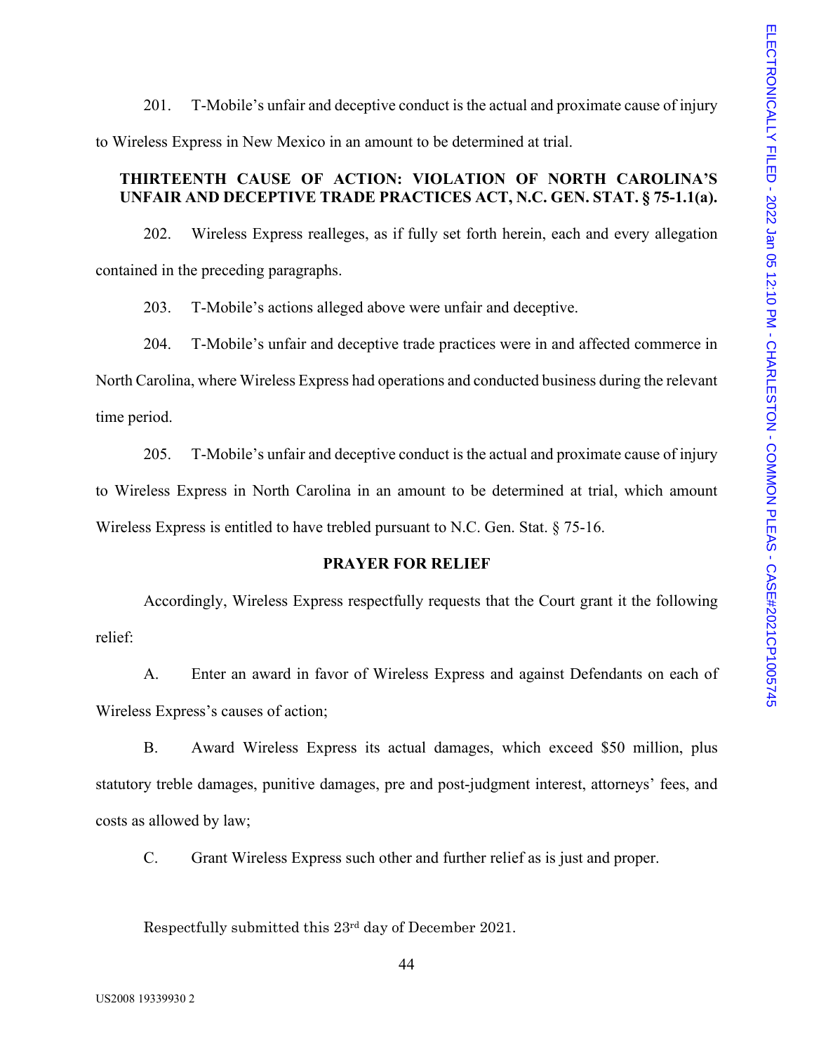201. T-Mobile's unfair and deceptive conduct is the actual and proximate cause of injury to Wireless Express in New Mexico in an amount to be determined at trial.

**THIRTEENTH CAUSE OF ACTION: VIOLATION OF NORTH CAROLINA'S UNFAIR AND DECEPTIVE TRADE PRACTICES ACT, N.C. GEN. STAT. § 75-1.1(a).**

202. Wireless Express realleges, as if fully set forth herein, each and every allegation contained in the preceding paragraphs.

203. T-Mobile's actions alleged above were unfair and deceptive.

204. T-Mobile's unfair and deceptive trade practices were in and affected commerce in North Carolina, where Wireless Express had operations and conducted business during the relevant time period.

205. T-Mobile's unfair and deceptive conduct is the actual and proximate cause of injury to Wireless Express in North Carolina in an amount to be determined at trial, which amount Wireless Express is entitled to have trebled pursuant to N.C. Gen. Stat. § 75-16.

**PRAYER FOR RELIEF**

Accordingly, Wireless Express respectfully requests that the Court grant it the following relief:

A. Enter an award in favor of Wireless Express and against Defendants on each of Wireless Express's causes of action;

B. Award Wireless Express its actual damages, which exceed $50 million, plus statutory treble damages, punitive damages, pre and post-judgment interest, attorneys' fees, and costs as allowed by law;

C. Grant Wireless Express such other and further relief as is just and proper.

Respectfully submitted this 23rd day of December 2021.

US2008 19339930 2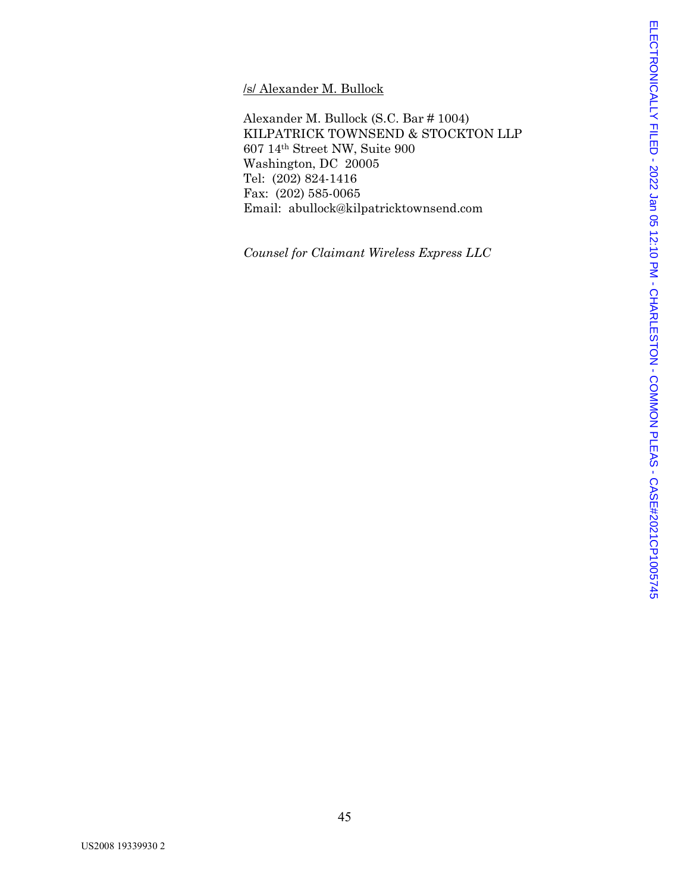/s/ Alexander M. Bullock

Alexander M. Bullock (S.C. Bar # 1004)
KILPATRICK TOWNSEND & STOCKTON LLP
607 14th Street NW, Suite 900
Washington, DC 20005
Tel: (202) 824-1416
Fax: (202) 585-0065
Email: abullock@kilpatricktownsend.com

*Counsel for Claimant Wireless Express LLC*

US2008 19339930 2